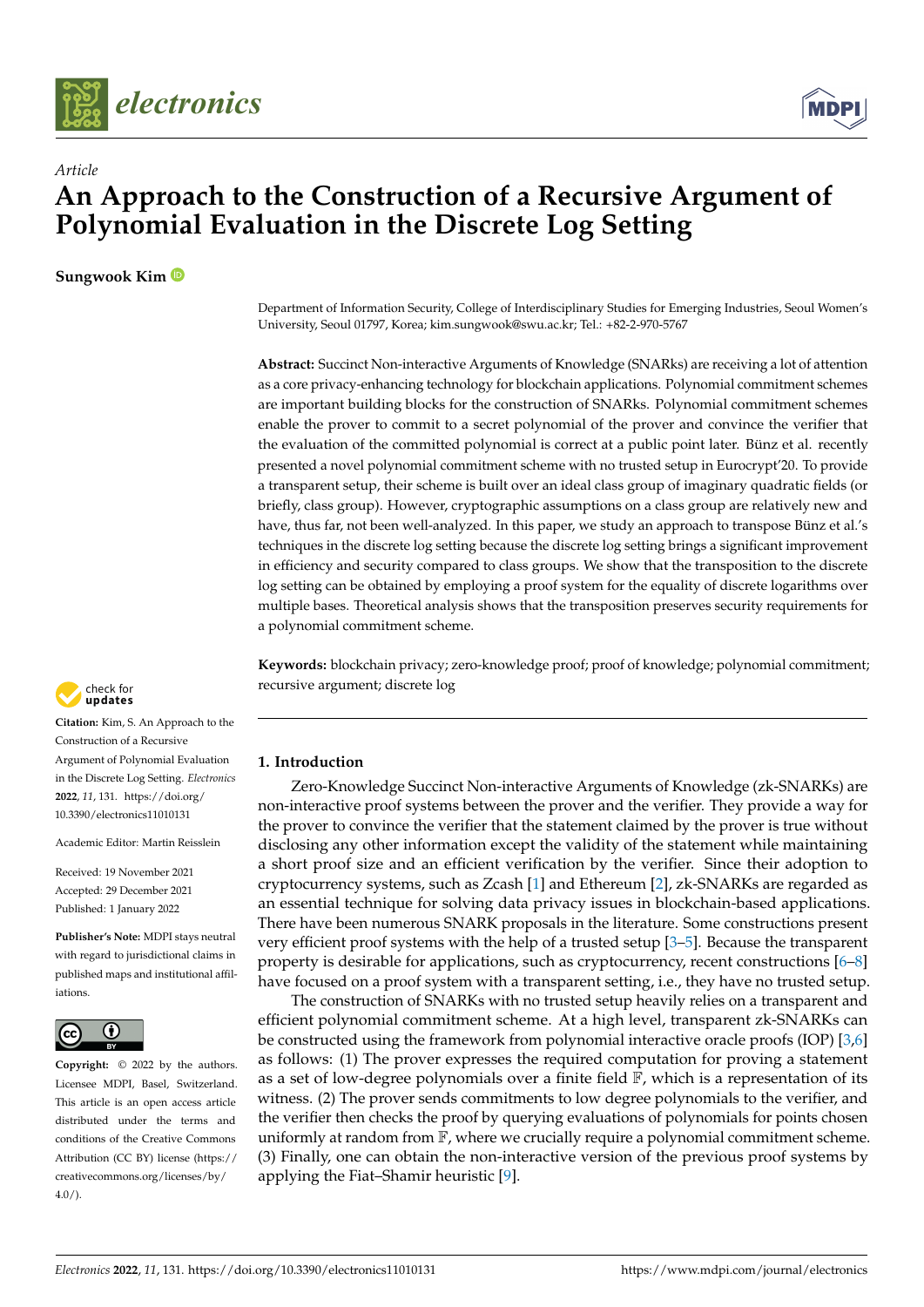*Article*

# An Approach to the Construction of a Recursive Argument of Polynomial Evaluation in the Discrete Log Setting

**Sungwook Kim**

Department of Information Security, College of Interdisciplinary Studies for Emerging Industries, Seoul Women's University, Seoul 01797, Korea; kim.sungwook@swu.ac.kr; Tel.: +82-2-970-5767

**Abstract:** Succinct Non-interactive Arguments of Knowledge (SNARKs) are receiving a lot of attention as a core privacy-enhancing technology for blockchain applications. Polynomial commitment schemes are important building blocks for the construction of SNARKs. Polynomial commitment schemes enable the prover to commit to a secret polynomial of the prover and convince the verifier that the evaluation of the committed polynomial is correct at a public point later. Bünz et al. recently presented a novel polynomial commitment scheme with no trusted setup in Eurocrypt'20. To provide a transparent setup, their scheme is built over an ideal class group of imaginary quadratic fields (or briefly, class group). However, cryptographic assumptions on a class group are relatively new and have, thus far, not been well-analyzed. In this paper, we study an approach to transpose Bünz et al.'s techniques in the discrete log setting because the discrete log setting brings a significant improvement in efficiency and security compared to class groups. We show that the transposition to the discrete log setting can be obtained by employing a proof system for the equality of discrete logarithms over multiple bases. Theoretical analysis shows that the transposition preserves security requirements for a polynomial commitment scheme.

**Keywords:** blockchain privacy; zero-knowledge proof; proof of knowledge; polynomial commitment; recursive argument; discrete log

**Citation:** Kim, S. An Approach to the Construction of a Recursive Argument of Polynomial Evaluation in the Discrete Log Setting. *Electronics* **2022**, *11*, 131. https://doi.org/10.3390/electronics11010131

Academic Editor: Martin Reisslein

Received: 19 November 2021
Accepted: 29 December 2021
Published: 1 January 2022

**Publisher's Note:** MDPI stays neutral with regard to jurisdictional claims in published maps and institutional affiliations.

**Copyright:** © 2022 by the authors. Licensee MDPI, Basel, Switzerland. This article is an open access article distributed under the terms and conditions of the Creative Commons Attribution (CC BY) license (https://creativecommons.org/licenses/by/4.0/).

## 1. Introduction

Zero-Knowledge Succinct Non-interactive Arguments of Knowledge (zk-SNARKs) are non-interactive proof systems between the prover and the verifier. They provide a way for the prover to convince the verifier that the statement claimed by the prover is true without disclosing any other information except the validity of the statement while maintaining a short proof size and an efficient verification by the verifier. Since their adoption to cryptocurrency systems, such as Zcash [1] and Ethereum [2], zk-SNARKs are regarded as an essential technique for solving data privacy issues in blockchain-based applications. There have been numerous SNARK proposals in the literature. Some constructions present very efficient proof systems with the help of a trusted setup [3–5]. Because the transparent property is desirable for applications, such as cryptocurrency, recent constructions [6–8] have focused on a proof system with a transparent setting, i.e., they have no trusted setup.

The construction of SNARKs with no trusted setup heavily relies on a transparent and efficient polynomial commitment scheme. At a high level, transparent zk-SNARKs can be constructed using the framework from polynomial interactive oracle proofs (IOP) [3,6] as follows: (1) The prover expresses the required computation for proving a statement as a set of low-degree polynomials over a finite field $\mathbb{F}$, which is a representation of its witness. (2) The prover sends commitments to low degree polynomials to the verifier, and the verifier then checks the proof by querying evaluations of polynomials for points chosen uniformly at random from $\mathbb{F}$, where we crucially require a polynomial commitment scheme. (3) Finally, one can obtain the non-interactive version of the previous proof systems by applying the Fiat–Shamir heuristic [9].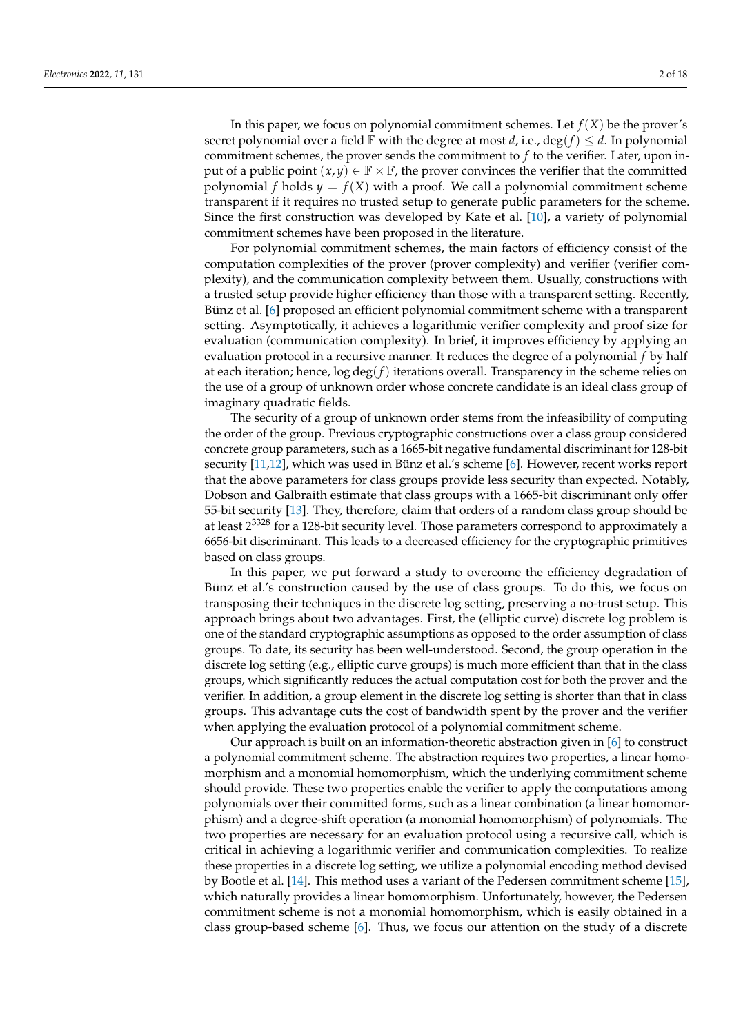In this paper, we focus on polynomial commitment schemes. Let $f(X)$ be the prover's secret polynomial over a field $\mathbb{F}$ with the degree at most $d$, i.e., $\deg(f) \leq d$. In polynomial commitment schemes, the prover sends the commitment to $f$ to the verifier. Later, upon input of a public point $(x, y) \in \mathbb{F} \times \mathbb{F}$, the prover convinces the verifier that the committed polynomial $f$ holds $y = f(X)$ with a proof. We call a polynomial commitment scheme transparent if it requires no trusted setup to generate public parameters for the scheme. Since the first construction was developed by Kate et al. [10], a variety of polynomial commitment schemes have been proposed in the literature.

For polynomial commitment schemes, the main factors of efficiency consist of the computation complexities of the prover (prover complexity) and verifier (verifier complexity), and the communication complexity between them. Usually, constructions with a trusted setup provide higher efficiency than those with a transparent setting. Recently, Bünz et al. [6] proposed an efficient polynomial commitment scheme with a transparent setting. Asymptotically, it achieves a logarithmic verifier complexity and proof size for evaluation (communication complexity). In brief, it improves efficiency by applying an evaluation protocol in a recursive manner. It reduces the degree of a polynomial $f$ by half at each iteration; hence, $\log \deg(f)$ iterations overall. Transparency in the scheme relies on the use of a group of unknown order whose concrete candidate is an ideal class group of imaginary quadratic fields.

The security of a group of unknown order stems from the infeasibility of computing the order of the group. Previous cryptographic constructions over a class group considered concrete group parameters, such as a 1665-bit negative fundamental discriminant for 128-bit security [11,12], which was used in Bünz et al.'s scheme [6]. However, recent works report that the above parameters for class groups provide less security than expected. Notably, Dobson and Galbraith estimate that class groups with a 1665-bit discriminant only offer 55-bit security [13]. They, therefore, claim that orders of a random class group should be at least $2^{3328}$ for a 128-bit security level. Those parameters correspond to approximately a 6656-bit discriminant. This leads to a decreased efficiency for the cryptographic primitives based on class groups.

In this paper, we put forward a study to overcome the efficiency degradation of Bünz et al.'s construction caused by the use of class groups. To do this, we focus on transposing their techniques in the discrete log setting, preserving a no-trust setup. This approach brings about two advantages. First, the (elliptic curve) discrete log problem is one of the standard cryptographic assumptions as opposed to the order assumption of class groups. To date, its security has been well-understood. Second, the group operation in the discrete log setting (e.g., elliptic curve groups) is much more efficient than that in the class groups, which significantly reduces the actual computation cost for both the prover and the verifier. In addition, a group element in the discrete log setting is shorter than that in class groups. This advantage cuts the cost of bandwidth spent by the prover and the verifier when applying the evaluation protocol of a polynomial commitment scheme.

Our approach is built on an information-theoretic abstraction given in [6] to construct a polynomial commitment scheme. The abstraction requires two properties, a linear homomorphism and a monomial homomorphism, which the underlying commitment scheme should provide. These two properties enable the verifier to apply the computations among polynomials over their committed forms, such as a linear combination (a linear homomorphism) and a degree-shift operation (a monomial homomorphism) of polynomials. The two properties are necessary for an evaluation protocol using a recursive call, which is critical in achieving a logarithmic verifier and communication complexities. To realize these properties in a discrete log setting, we utilize a polynomial encoding method devised by Bootle et al. [14]. This method uses a variant of the Pedersen commitment scheme [15], which naturally provides a linear homomorphism. Unfortunately, however, the Pedersen commitment scheme is not a monomial homomorphism, which is easily obtained in a class group-based scheme [6]. Thus, we focus our attention on the study of a discrete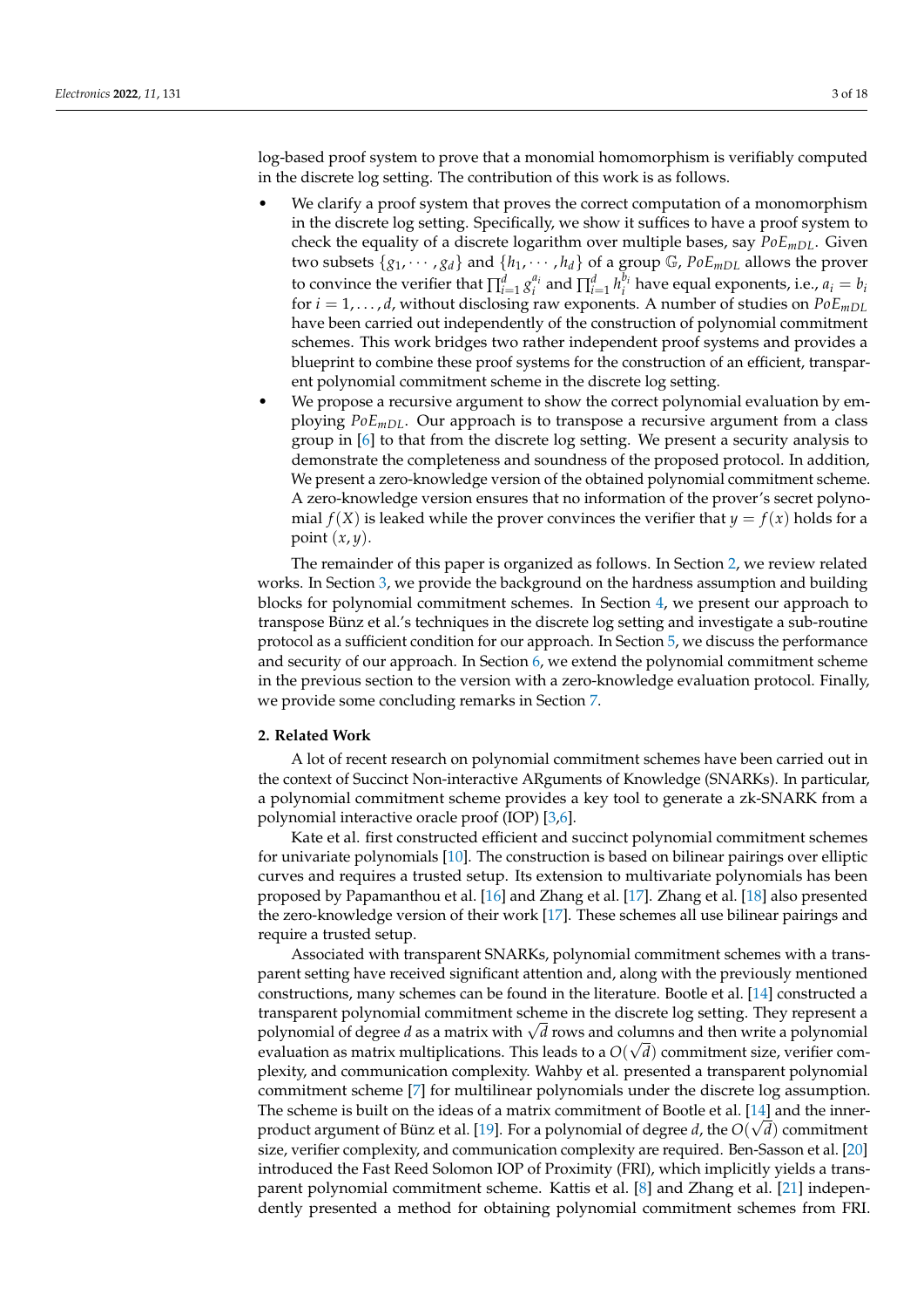log-based proof system to prove that a monomial homomorphism is verifiably computed in the discrete log setting. The contribution of this work is as follows.

- We clarify a proof system that proves the correct computation of a monomorphism in the discrete log setting. Specifically, we show it suffices to have a proof system to check the equality of a discrete logarithm over multiple bases, say $PoE_{mDL}$. Given two subsets $\{g_1, \cdots, g_d\}$ and $\{h_1, \cdots, h_d\}$ of a group $\mathbb{G}$, $PoE_{mDL}$ allows the prover to convince the verifier that $\prod_{i=1}^{d} g_i^{a_i}$ and $\prod_{i=1}^{d} h_i^{b_i}$ have equal exponents, i.e., $a_i = b_i$ for $i = 1, \ldots, d$, without disclosing raw exponents. A number of studies on $PoE_{mDL}$ have been carried out independently of the construction of polynomial commitment schemes. This work bridges two rather independent proof systems and provides a blueprint to combine these proof systems for the construction of an efficient, transparent polynomial commitment scheme in the discrete log setting.
- We propose a recursive argument to show the correct polynomial evaluation by employing $PoE_{mDL}$. Our approach is to transpose a recursive argument from a class group in [6] to that from the discrete log setting. We present a security analysis to demonstrate the completeness and soundness of the proposed protocol. In addition, We present a zero-knowledge version of the obtained polynomial commitment scheme. A zero-knowledge version ensures that no information of the prover's secret polynomial $f(X)$ is leaked while the prover convinces the verifier that $y = f(x)$ holds for a point $(x, y)$.

The remainder of this paper is organized as follows. In Section 2, we review related works. In Section 3, we provide the background on the hardness assumption and building blocks for polynomial commitment schemes. In Section 4, we present our approach to transpose Bünz et al.'s techniques in the discrete log setting and investigate a sub-routine protocol as a sufficient condition for our approach. In Section 5, we discuss the performance and security of our approach. In Section 6, we extend the polynomial commitment scheme in the previous section to the version with a zero-knowledge evaluation protocol. Finally, we provide some concluding remarks in Section 7.

## 2. Related Work

A lot of recent research on polynomial commitment schemes have been carried out in the context of Succinct Non-interactive ARguments of Knowledge (SNARKs). In particular, a polynomial commitment scheme provides a key tool to generate a zk-SNARK from a polynomial interactive oracle proof (IOP) [3,6].

Kate et al. first constructed efficient and succinct polynomial commitment schemes for univariate polynomials [10]. The construction is based on bilinear pairings over elliptic curves and requires a trusted setup. Its extension to multivariate polynomials has been proposed by Papamanthou et al. [16] and Zhang et al. [17]. Zhang et al. [18] also presented the zero-knowledge version of their work [17]. These schemes all use bilinear pairings and require a trusted setup.

Associated with transparent SNARKs, polynomial commitment schemes with a transparent setting have received significant attention and, along with the previously mentioned constructions, many schemes can be found in the literature. Bootle et al. [14] constructed a transparent polynomial commitment scheme in the discrete log setting. They represent a polynomial of degree $d$ as a matrix with $\sqrt{d}$ rows and columns and then write a polynomial evaluation as matrix multiplications. This leads to a $O(\sqrt{d})$ commitment size, verifier complexity, and communication complexity. Wahby et al. presented a transparent polynomial commitment scheme [7] for multilinear polynomials under the discrete log assumption. The scheme is built on the ideas of a matrix commitment of Bootle et al. [14] and the inner-product argument of Bünz et al. [19]. For a polynomial of degree $d$, the $O(\sqrt{d})$ commitment size, verifier complexity, and communication complexity are required. Ben-Sasson et al. [20] introduced the Fast Reed Solomon IOP of Proximity (FRI), which implicitly yields a transparent polynomial commitment scheme. Kattis et al. [8] and Zhang et al. [21] independently presented a method for obtaining polynomial commitment schemes from FRI.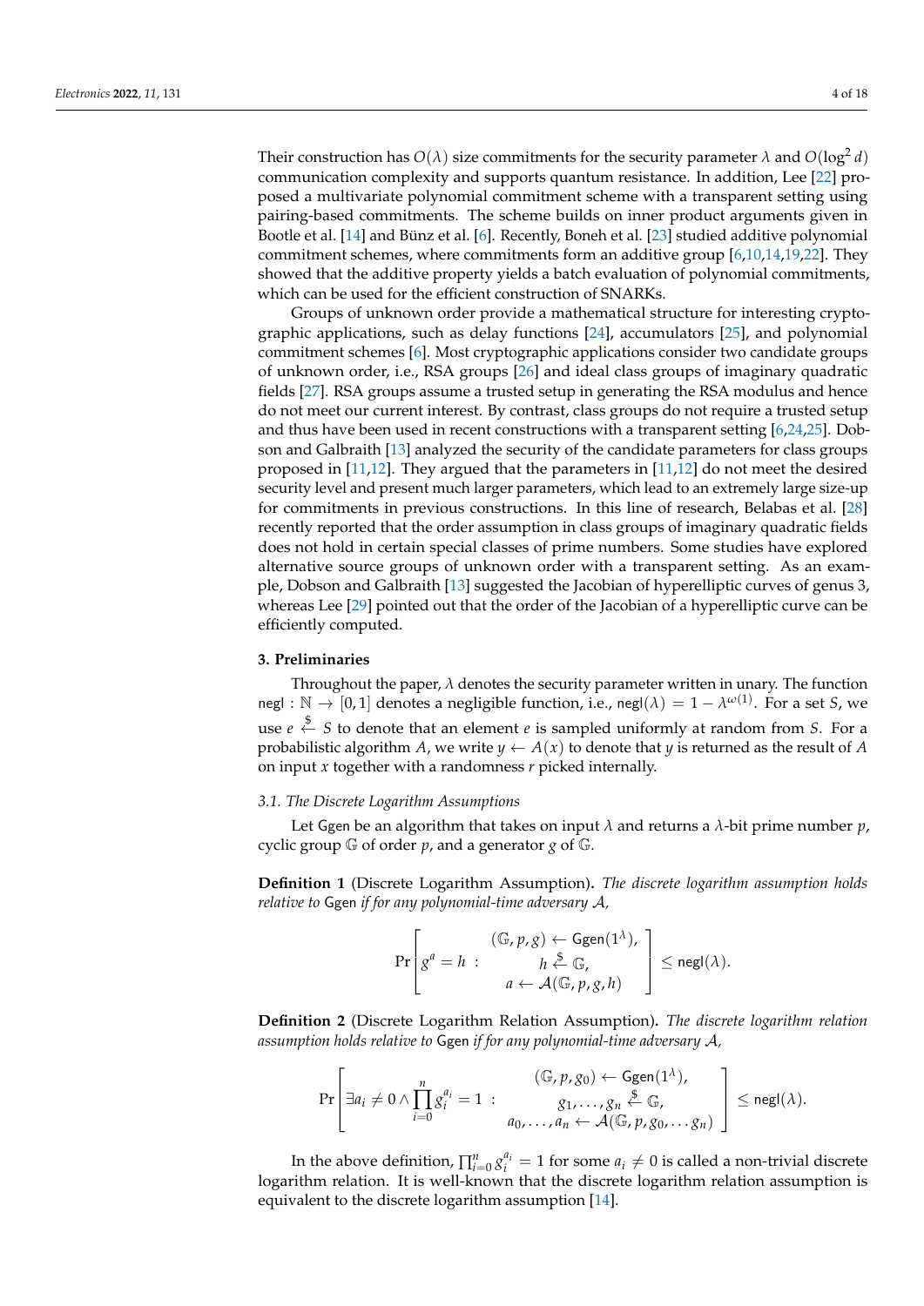Their construction has $O(\lambda)$ size commitments for the security parameter $\lambda$ and $O(\log^2 d)$ communication complexity and supports quantum resistance. In addition, Lee [22] proposed a multivariate polynomial commitment scheme with a transparent setting using pairing-based commitments. The scheme builds on inner product arguments given in Bootle et al. [14] and Bünz et al. [6]. Recently, Boneh et al. [23] studied additive polynomial commitment schemes, where commitments form an additive group [6,10,14,19,22]. They showed that the additive property yields a batch evaluation of polynomial commitments, which can be used for the efficient construction of SNARKs.

Groups of unknown order provide a mathematical structure for interesting cryptographic applications, such as delay functions [24], accumulators [25], and polynomial commitment schemes [6]. Most cryptographic applications consider two candidate groups of unknown order, i.e., RSA groups [26] and ideal class groups of imaginary quadratic fields [27]. RSA groups assume a trusted setup in generating the RSA modulus and hence do not meet our current interest. By contrast, class groups do not require a trusted setup and thus have been used in recent constructions with a transparent setting [6,24,25]. Dobson and Galbraith [13] analyzed the security of the candidate parameters for class groups proposed in [11,12]. They argued that the parameters in [11,12] do not meet the desired security level and present much larger parameters, which lead to an extremely large size-up for commitments in previous constructions. In this line of research, Belabas et al. [28] recently reported that the order assumption in class groups of imaginary quadratic fields does not hold in certain special classes of prime numbers. Some studies have explored alternative source groups of unknown order with a transparent setting. As an example, Dobson and Galbraith [13] suggested the Jacobian of hyperelliptic curves of genus 3, whereas Lee [29] pointed out that the order of the Jacobian of a hyperelliptic curve can be efficiently computed.

## 3. Preliminaries

Throughout the paper, $\lambda$ denotes the security parameter written in unary. The function $\mathsf{negl} : \mathbb{N} \to [0,1]$ denotes a negligible function, i.e., $\mathsf{negl}(\lambda) = 1 - \lambda^{\omega(1)}$. For a set $S$, we use $e \stackrel{\$}{\leftarrow} S$ to denote that an element $e$ is sampled uniformly at random from $S$. For a probabilistic algorithm $A$, we write $y \leftarrow A(x)$ to denote that $y$ is returned as the result of $A$ on input $x$ together with a randomness $r$ picked internally.

### 3.1. The Discrete Logarithm Assumptions

Let $\mathsf{Ggen}$ be an algorithm that takes on input $\lambda$ and returns a $\lambda$-bit prime number $p$, cyclic group $\mathbb{G}$ of order $p$, and a generator $g$ of $\mathbb{G}$.

**Definition 1** (Discrete Logarithm Assumption)**.** *The discrete logarithm assumption holds relative to* $\mathsf{Ggen}$ *if for any polynomial-time adversary* $\mathcal{A}$*,*

$$\Pr\left[ g^a = h \ : \ \begin{array}{c} (\mathbb{G}, p, g) \leftarrow \mathsf{Ggen}(1^\lambda), \\ h \stackrel{\$}{\leftarrow} \mathbb{G}, \\ a \leftarrow \mathcal{A}(\mathbb{G}, p, g, h) \end{array} \right] \le \mathsf{negl}(\lambda).$$

**Definition 2** (Discrete Logarithm Relation Assumption)**.** *The discrete logarithm relation assumption holds relative to* $\mathsf{Ggen}$ *if for any polynomial-time adversary* $\mathcal{A}$*,*

$$\Pr\left[ \exists a_i \neq 0 \wedge \prod_{i=0}^{n} g_i^{a_i} = 1 \ : \ \begin{array}{c} (\mathbb{G}, p, g_0) \leftarrow \mathsf{Ggen}(1^\lambda), \\ g_1, \ldots, g_n \stackrel{\$}{\leftarrow} \mathbb{G}, \\ a_0, \ldots, a_n \leftarrow \mathcal{A}(\mathbb{G}, p, g_0, \ldots g_n) \end{array} \right] \le \mathsf{negl}(\lambda).$$

In the above definition, $\prod_{i=0}^{n} g_i^{a_i} = 1$ for some $a_i \neq 0$ is called a non-trivial discrete logarithm relation. It is well-known that the discrete logarithm relation assumption is equivalent to the discrete logarithm assumption [14].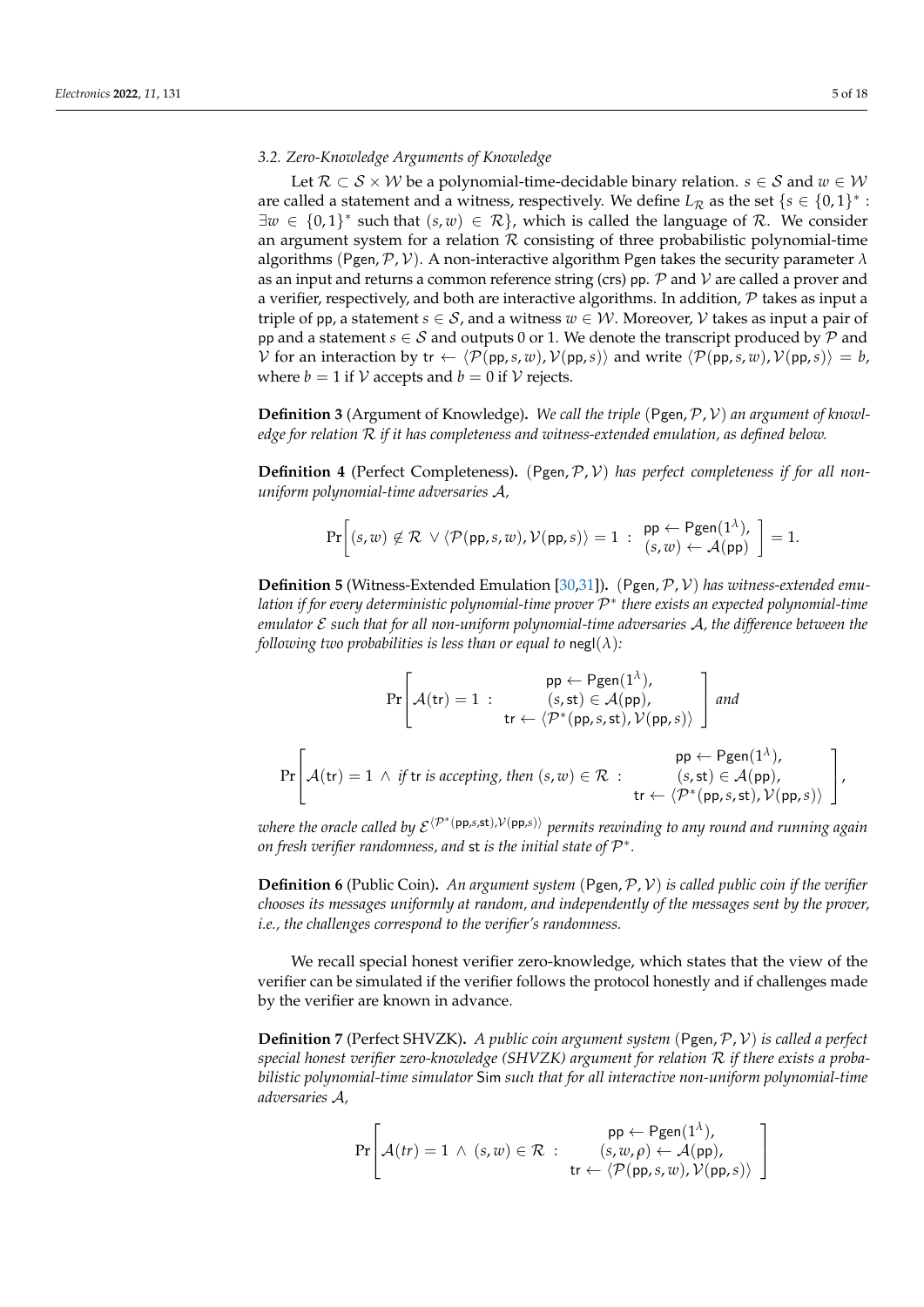### 3.2. Zero-Knowledge Arguments of Knowledge

Let $\mathcal{R} \subset \mathcal{S} \times \mathcal{W}$ be a polynomial-time-decidable binary relation. $s \in \mathcal{S}$ and $w \in \mathcal{W}$ are called a statement and a witness, respectively. We define $L_{\mathcal{R}}$ as the set $\{s \in \{0,1\}^* : \exists w \in \{0,1\}^*$ such that $(s, w) \in \mathcal{R}\}$, which is called the language of $\mathcal{R}$. We consider an argument system for a relation $\mathcal{R}$ consisting of three probabilistic polynomial-time algorithms $(\mathsf{Pgen}, \mathcal{P}, \mathcal{V})$. A non-interactive algorithm $\mathsf{Pgen}$ takes the security parameter $\lambda$ as an input and returns a common reference string (crs) $\mathsf{pp}$. $\mathcal{P}$ and $\mathcal{V}$ are called a prover and a verifier, respectively, and both are interactive algorithms. In addition, $\mathcal{P}$ takes as input a triple of $\mathsf{pp}$, a statement $s \in \mathcal{S}$, and a witness $w \in \mathcal{W}$. Moreover, $\mathcal{V}$ takes as input a pair of $\mathsf{pp}$ and a statement $s \in \mathcal{S}$ and outputs 0 or 1. We denote the transcript produced by $\mathcal{P}$ and $\mathcal{V}$ for an interaction by $\mathsf{tr} \leftarrow \langle \mathcal{P}(\mathsf{pp}, s, w), \mathcal{V}(\mathsf{pp}, s)\rangle$ and write $\langle \mathcal{P}(\mathsf{pp}, s, w), \mathcal{V}(\mathsf{pp}, s)\rangle = b$, where $b = 1$ if $\mathcal{V}$ accepts and $b = 0$ if $\mathcal{V}$ rejects.

**Definition 3** (Argument of Knowledge)**.** *We call the triple $(\mathsf{Pgen}, \mathcal{P}, \mathcal{V})$ an argument of knowledge for relation $\mathcal{R}$ if it has completeness and witness-extended emulation, as defined below.*

**Definition 4** (Perfect Completeness)**.** *$(\mathsf{Pgen}, \mathcal{P}, \mathcal{V})$ has perfect completeness if for all non-uniform polynomial-time adversaries $\mathcal{A}$,*

$$\Pr\left[(s, w) \notin \mathcal{R} \ \vee \langle \mathcal{P}(\mathsf{pp}, s, w), \mathcal{V}(\mathsf{pp}, s)\rangle = 1 \ : \ \begin{array}{c} \mathsf{pp} \leftarrow \mathsf{Pgen}(1^{\lambda}), \\ (s, w) \leftarrow \mathcal{A}(\mathsf{pp}) \end{array}\right] = 1.$$

**Definition 5** (Witness-Extended Emulation [30,31])**.** *$(\mathsf{Pgen}, \mathcal{P}, \mathcal{V})$ has witness-extended emulation if for every deterministic polynomial-time prover $\mathcal{P}^*$ there exists an expected polynomial-time emulator $\mathcal{E}$ such that for all non-uniform polynomial-time adversaries $\mathcal{A}$, the difference between the following two probabilities is less than or equal to $\mathsf{negl}(\lambda)$:*

$$\Pr\left[\mathcal{A}(\mathsf{tr}) = 1 \ : \ \begin{array}{c} \mathsf{pp} \leftarrow \mathsf{Pgen}(1^{\lambda}), \\ (s, \mathsf{st}) \in \mathcal{A}(\mathsf{pp}), \\ \mathsf{tr} \leftarrow \langle \mathcal{P}^*(\mathsf{pp}, s, \mathsf{st}), \mathcal{V}(\mathsf{pp}, s)\rangle \end{array}\right] \text{ and}$$

$$\Pr\left[\mathcal{A}(\mathsf{tr}) = 1 \ \wedge \ \text{if } \mathsf{tr} \text{ is accepting, then } (s, w) \in \mathcal{R} \ : \ \begin{array}{c} \mathsf{pp} \leftarrow \mathsf{Pgen}(1^{\lambda}), \\ (s, \mathsf{st}) \in \mathcal{A}(\mathsf{pp}), \\ \mathsf{tr} \leftarrow \langle \mathcal{P}^*(\mathsf{pp}, s, \mathsf{st}), \mathcal{V}(\mathsf{pp}, s)\rangle \end{array}\right],$$

*where the oracle called by $\mathcal{E}^{\langle \mathcal{P}^*(\mathsf{pp}, s, \mathsf{st}), \mathcal{V}(\mathsf{pp}, s)\rangle}$ permits rewinding to any round and running again on fresh verifier randomness, and $\mathsf{st}$ is the initial state of $\mathcal{P}^*$.*

**Definition 6** (Public Coin)**.** *An argument system $(\mathsf{Pgen}, \mathcal{P}, \mathcal{V})$ is called public coin if the verifier chooses its messages uniformly at random, and independently of the messages sent by the prover, i.e., the challenges correspond to the verifier's randomness.*

We recall special honest verifier zero-knowledge, which states that the view of the verifier can be simulated if the verifier follows the protocol honestly and if challenges made by the verifier are known in advance.

**Definition 7** (Perfect SHVZK)**.** *A public coin argument system $(\mathsf{Pgen}, \mathcal{P}, \mathcal{V})$ is called a perfect special honest verifier zero-knowledge (SHVZK) argument for relation $\mathcal{R}$ if there exists a probabilistic polynomial-time simulator $\mathsf{Sim}$ such that for all interactive non-uniform polynomial-time adversaries $\mathcal{A}$,*

$$\Pr\left[\mathcal{A}(tr) = 1 \ \wedge \ (s, w) \in \mathcal{R} \ : \ \begin{array}{c} \mathsf{pp} \leftarrow \mathsf{Pgen}(1^{\lambda}), \\ (s, w, \rho) \leftarrow \mathcal{A}(\mathsf{pp}), \\ \mathsf{tr} \leftarrow \langle \mathcal{P}(\mathsf{pp}, s, w), \mathcal{V}(\mathsf{pp}, s)\rangle \end{array}\right]$$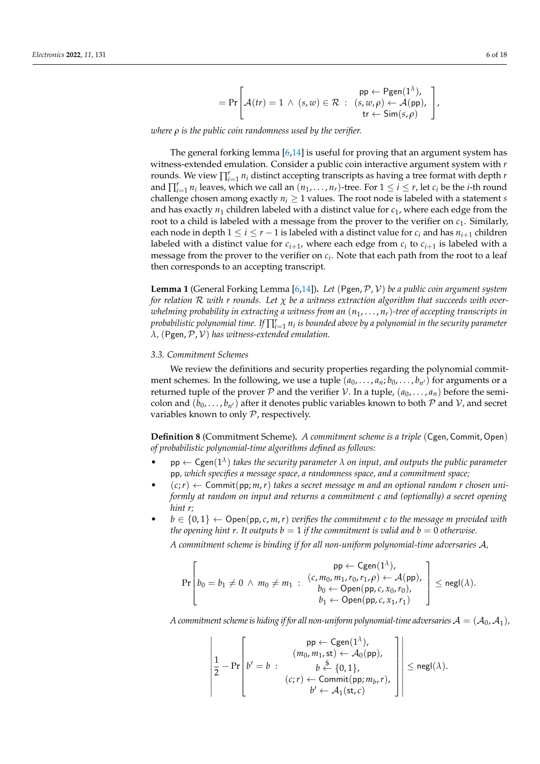$$= \Pr\left[\mathcal{A}(tr) = 1 \wedge (s, w) \in \mathcal{R} \ : \ \begin{array}{c} \mathsf{pp} \leftarrow \mathsf{Pgen}(1^\lambda), \\ (s, w, \rho) \leftarrow \mathcal{A}(\mathsf{pp}), \\ \mathsf{tr} \leftarrow \mathsf{Sim}(s, \rho) \end{array}\right],$$

*where $\rho$ is the public coin randomness used by the verifier.*

The general forking lemma [6,14] is useful for proving that an argument system has witness-extended emulation. Consider a public coin interactive argument system with $r$ rounds. We view $\prod_{i=1}^{r} n_i$ distinct accepting transcripts as having a tree format with depth $r$ and $\prod_{i=1}^{r} n_i$ leaves, which we call an $(n_1, \ldots, n_r)$-tree. For $1 \leq i \leq r$, let $c_i$ be the $i$-th round challenge chosen among exactly $n_i \geq 1$ values. The root node is labeled with a statement $s$ and has exactly $n_1$ children labeled with a distinct value for $c_1$, where each edge from the root to a child is labeled with a message from the prover to the verifier on $c_1$. Similarly, each node in depth $1 \leq i \leq r-1$ is labeled with a distinct value for $c_i$ and has $n_{i+1}$ children labeled with a distinct value for $c_{i+1}$, where each edge from $c_i$ to $c_{i+1}$ is labeled with a message from the prover to the verifier on $c_i$. Note that each path from the root to a leaf then corresponds to an accepting transcript.

**Lemma 1** (General Forking Lemma [6,14])**.** *Let $(\mathsf{Pgen}, \mathcal{P}, \mathcal{V})$ be a public coin argument system for relation $\mathcal{R}$ with $r$ rounds. Let $\chi$ be a witness extraction algorithm that succeeds with overwhelming probability in extracting a witness from an $(n_1, \ldots, n_r)$-tree of accepting transcripts in probabilistic polynomial time. If $\prod_{i=1}^{r} n_i$ is bounded above by a polynomial in the security parameter $\lambda$, $(\mathsf{Pgen}, \mathcal{P}, \mathcal{V})$ has witness-extended emulation.*

### 3.3. Commitment Schemes

We review the definitions and security properties regarding the polynomial commitment schemes. In the following, we use a tuple $(a_0, \ldots, a_n; b_0, \ldots, b_{n'})$ for arguments or a returned tuple of the prover $\mathcal{P}$ and the verifier $\mathcal{V}$. In a tuple, $(a_0, \ldots, a_n)$ before the semicolon and $(b_0, \ldots, b_{n'})$ after it denotes public variables known to both $\mathcal{P}$ and $\mathcal{V}$, and secret variables known to only $\mathcal{P}$, respectively.

**Definition 8** (Commitment Scheme)**.** *A commitment scheme is a triple $(\mathsf{Cgen}, \mathsf{Commit}, \mathsf{Open})$ of probabilistic polynomial-time algorithms defined as follows:*

- $\mathsf{pp} \leftarrow \mathsf{Cgen}(1^\lambda)$ *takes the security parameter $\lambda$ on input, and outputs the public parameter* $\mathsf{pp}$*, which specifies a message space, a randomness space, and a commitment space;*
- $(c; r) \leftarrow \mathsf{Commit}(\mathsf{pp}; m, r)$ *takes a secret message $m$ and an optional random $r$ chosen uniformly at random on input and returns a commitment $c$ and (optionally) a secret opening hint $r$;*
- $b \in \{0, 1\} \leftarrow \mathsf{Open}(\mathsf{pp}, c, m, r)$ *verifies the commitment $c$ to the message $m$ provided with the opening hint $r$. It outputs $b = 1$ if the commitment is valid and $b = 0$ otherwise.*

*A commitment scheme is binding if for all non-uniform polynomial-time adversaries $\mathcal{A}$,*

$$\Pr\left[b_0 = b_1 \neq 0 \wedge m_0 \neq m_1 \ : \ \begin{array}{c} \mathsf{pp} \leftarrow \mathsf{Cgen}(1^\lambda), \\ (c, m_0, m_1, r_0, r_1, \rho) \leftarrow \mathcal{A}(\mathsf{pp}), \\ b_0 \leftarrow \mathsf{Open}(\mathsf{pp}, c, x_0, r_0), \\ b_1 \leftarrow \mathsf{Open}(\mathsf{pp}, c, x_1, r_1) \end{array}\right] \leq \mathsf{negl}(\lambda).$$

*A commitment scheme is hiding if for all non-uniform polynomial-time adversaries $\mathcal{A} = (\mathcal{A}_0, \mathcal{A}_1)$,*

$$\left|\frac{1}{2} - \Pr\left[b' = b \ : \ \begin{array}{c} \mathsf{pp} \leftarrow \mathsf{Cgen}(1^\lambda), \\ (m_0, m_1, \mathsf{st}) \leftarrow \mathcal{A}_0(\mathsf{pp}), \\ b \xleftarrow{\$} \{0, 1\}, \\ (c; r) \leftarrow \mathsf{Commit}(\mathsf{pp}; m_b, r), \\ b' \leftarrow \mathcal{A}_1(\mathsf{st}, c) \end{array}\right]\right| \leq \mathsf{negl}(\lambda).$$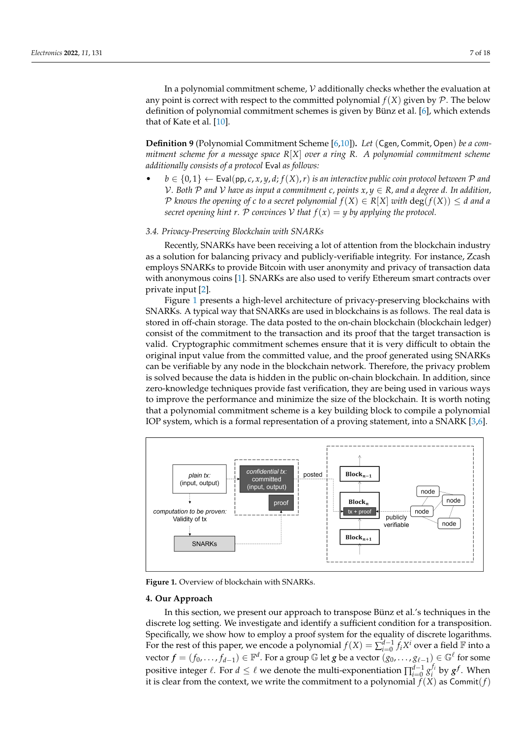In a polynomial commitment scheme, $\mathcal{V}$ additionally checks whether the evaluation at any point is correct with respect to the committed polynomial $f(X)$ given by $\mathcal{P}$. The below definition of polynomial commitment schemes is given by Bünz et al. [6], which extends that of Kate et al. [10].

**Definition 9** (Polynomial Commitment Scheme [6,10])**.** *Let* $(\mathsf{Cgen}, \mathsf{Commit}, \mathsf{Open})$ *be a commitment scheme for a message space* $R[X]$ *over a ring* $R$*. A polynomial commitment scheme additionally consists of a protocol* $\mathsf{Eval}$ *as follows:*

- $b \in \{0,1\} \leftarrow \mathsf{Eval}(\mathsf{pp}, c, x, y, d; f(X), r)$ *is an interactive public coin protocol between* $\mathcal{P}$ *and* $\mathcal{V}$*. Both* $\mathcal{P}$ *and* $\mathcal{V}$ *have as input a commitment* $c$*, points* $x, y \in R$*, and a degree* $d$*. In addition,* $\mathcal{P}$ *knows the opening of* $c$ *to a secret polynomial* $f(X) \in R[X]$ *with* $\deg(f(X)) \leq d$ *and a secret opening hint* $r$*.* $\mathcal{P}$ *convinces* $\mathcal{V}$ *that* $f(x) = y$ *by applying the protocol.*

### *3.4. Privacy-Preserving Blockchain with SNARKs*

Recently, SNARKs have been receiving a lot of attention from the blockchain industry as a solution for balancing privacy and publicly-verifiable integrity. For instance, Zcash employs SNARKs to provide Bitcoin with user anonymity and privacy of transaction data with anonymous coins [1]. SNARKs are also used to verify Ethereum smart contracts over private input [2].

Figure 1 presents a high-level architecture of privacy-preserving blockchains with SNARKs. A typical way that SNARKs are used in blockchains is as follows. The real data is stored in off-chain storage. The data posted to the on-chain blockchain (blockchain ledger) consist of the commitment to the transaction and its proof that the target transaction is valid. Cryptographic commitment schemes ensure that it is very difficult to obtain the original input value from the committed value, and the proof generated using SNARKs can be verifiable by any node in the blockchain network. Therefore, the privacy problem is solved because the data is hidden in the public on-chain blockchain. In addition, since zero-knowledge techniques provide fast verification, they are being used in various ways to improve the performance and minimize the size of the blockchain. It is worth noting that a polynomial commitment scheme is a key building block to compile a polynomial IOP system, which is a formal representation of a proving statement, into a SNARK [3,6].

**Figure 1.** Overview of blockchain with SNARKs.

## 4. Our Approach

In this section, we present our approach to transpose Bünz et al.'s techniques in the discrete log setting. We investigate and identify a sufficient condition for a transposition. Specifically, we show how to employ a proof system for the equality of discrete logarithms. For the rest of this paper, we encode a polynomial $f(X) = \sum_{i=0}^{d-1} f_i X^i$ over a field $\mathbb{F}$ into a vector $\boldsymbol{f} = (f_0, \ldots, f_{d-1}) \in \mathbb{F}^d$. For a group $\mathbb{G}$ let $\boldsymbol{g}$ be a vector $(g_0, \ldots, g_{\ell-1}) \in \mathbb{G}^\ell$ for some positive integer $\ell$. For $d \leq \ell$ we denote the multi-exponentiation $\prod_{i=0}^{d-1} g_i^{f_i}$ by $\boldsymbol{g}^{\boldsymbol{f}}$. When it is clear from the context, we write the commitment to a polynomial $f(X)$ as $\mathsf{Commit}(f)$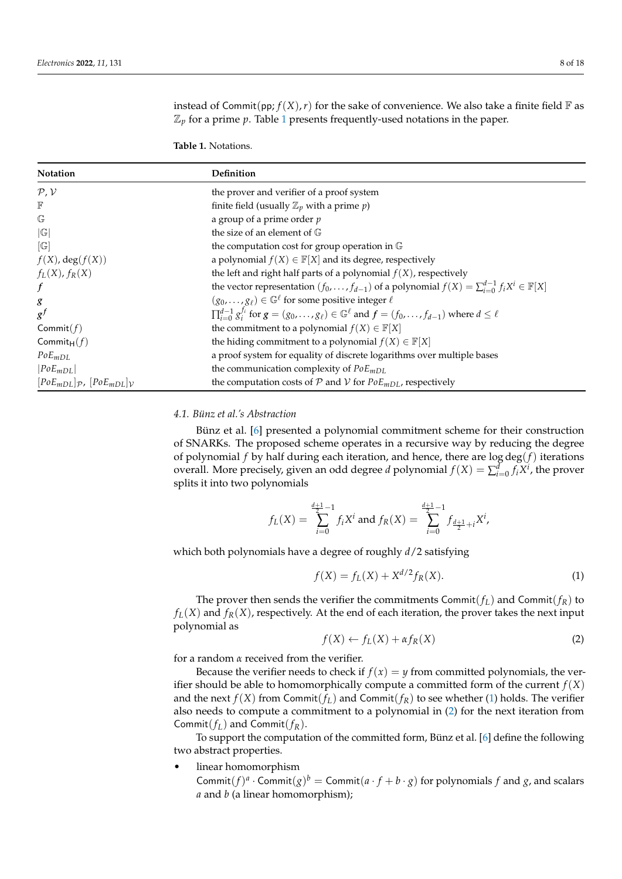instead of $\mathsf{Commit}(\mathsf{pp}; f(X), r)$ for the sake of convenience. We also take a finite field $\mathbb{F}$ as $\mathbb{Z}_p$ for a prime $p$. Table 1 presents frequently-used notations in the paper.

**Table 1.** Notations.

| Notation | Definition |
|---|---|
| $\mathcal{P}, \mathcal{V}$ | the prover and verifier of a proof system |
| $\mathbb{F}$ | finite field (usually $\mathbb{Z}_p$ with a prime $p$) |
| $\mathbb{G}$ | a group of a prime order $p$ |
| $\lvert\mathbb{G}\rvert$ | the size of an element of $\mathbb{G}$ |
| $[\mathbb{G}]$ | the computation cost for group operation in $\mathbb{G}$ |
| $f(X), \deg(f(X))$ | a polynomial $f(X) \in \mathbb{F}[X]$ and its degree, respectively |
| $f_L(X), f_R(X)$ | the left and right half parts of a polynomial $f(X)$, respectively |
| $\boldsymbol{f}$ | the vector representation $(f_0, \ldots, f_{d-1})$ of a polynomial $f(X) = \sum_{i=0}^{d-1} f_i X^i \in \mathbb{F}[X]$ |
| $\boldsymbol{g}$ | $(g_0, \ldots, g_\ell) \in \mathbb{G}^\ell$ for some positive integer $\ell$ |
| $\boldsymbol{g}^{\boldsymbol{f}}$ | $\prod_{i=0}^{d-1} g_i^{f_i}$ for $\boldsymbol{g} = (g_0, \ldots, g_\ell) \in \mathbb{G}^\ell$ and $\boldsymbol{f} = (f_0, \ldots, f_{d-1})$ where $d \leq \ell$ |
| $\mathsf{Commit}(f)$ | the commitment to a polynomial $f(X) \in \mathbb{F}[X]$ |
| $\mathsf{Commit}_\mathsf{H}(f)$ | the hiding commitment to a polynomial $f(X) \in \mathbb{F}[X]$ |
| $PoE_{mDL}$ | a proof system for equality of discrete logarithms over multiple bases |
| $\lvert PoE_{mDL}\rvert$ | the communication complexity of $PoE_{mDL}$ |
| $[PoE_{mDL}]_\mathcal{P}$, $[PoE_{mDL}]_\mathcal{V}$ | the computation costs of $\mathcal{P}$ and $\mathcal{V}$ for $PoE_{mDL}$, respectively |

### 4.1. Bünz et al.'s Abstraction

Bünz et al. [6] presented a polynomial commitment scheme for their construction of SNARKs. The proposed scheme operates in a recursive way by reducing the degree of polynomial $f$ by half during each iteration, and hence, there are $\log \deg(f)$ iterations overall. More precisely, given an odd degree $d$ polynomial $f(X) = \sum_{i=0}^{d} f_i X^i$, the prover splits it into two polynomials

$$f_L(X) = \sum_{i=0}^{\frac{d+1}{2}-1} f_i X^i \text{ and } f_R(X) = \sum_{i=0}^{\frac{d+1}{2}-1} f_{\frac{d+1}{2}+i} X^i,$$

which both polynomials have a degree of roughly $d/2$ satisfying

$$f(X) = f_L(X) + X^{d/2} f_R(X). \tag{1}$$

The prover then sends the verifier the commitments $\mathsf{Commit}(f_L)$ and $\mathsf{Commit}(f_R)$ to $f_L(X)$ and $f_R(X)$, respectively. At the end of each iteration, the prover takes the next input polynomial as

$$f(X) \leftarrow f_L(X) + \alpha f_R(X) \tag{2}$$

for a random $\alpha$ received from the verifier.

Because the verifier needs to check if $f(x) = y$ from committed polynomials, the verifier should be able to homomorphically compute a committed form of the current $f(X)$ and the next $f(X)$ from $\mathsf{Commit}(f_L)$ and $\mathsf{Commit}(f_R)$ to see whether (1) holds. The verifier also needs to compute a commitment to a polynomial in (2) for the next iteration from $\mathsf{Commit}(f_L)$ and $\mathsf{Commit}(f_R)$.

To support the computation of the committed form, Bünz et al. [6] define the following two abstract properties.

- linear homomorphism
  $\mathsf{Commit}(f)^a \cdot \mathsf{Commit}(g)^b = \mathsf{Commit}(a \cdot f + b \cdot g)$ for polynomials $f$ and $g$, and scalars $a$ and $b$ (a linear homomorphism);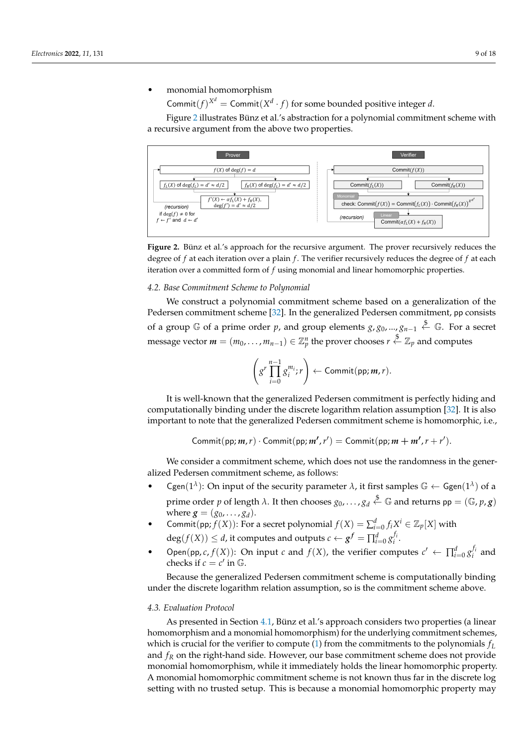- monomial homomorphism
  $\mathsf{Commit}(f)^{X^d} = \mathsf{Commit}(X^d \cdot f)$ for some bounded positive integer $d$.

Figure 2 illustrates Bünz et al.'s abstraction for a polynomial commitment scheme with a recursive argument from the above two properties.

**Figure 2.** Bünz et al.'s approach for the recursive argument. The prover recursively reduces the degree of $f$ at each iteration over a plain $f$. The verifier recursively reduces the degree of $f$ at each iteration over a committed form of $f$ using monomial and linear homomorphic properties.

### 4.2. Base Commitment Scheme to Polynomial

We construct a polynomial commitment scheme based on a generalization of the Pedersen commitment scheme [32]. In the generalized Pedersen commitment, pp consists of a group $\mathbb{G}$ of a prime order $p$, and group elements $g, g_0, ..., g_{n-1} \xleftarrow{\$} \mathbb{G}$. For a secret message vector $\boldsymbol{m} = (m_0, \ldots, m_{n-1}) \in \mathbb{Z}_p^n$ the prover chooses $r \xleftarrow{\$} \mathbb{Z}_p$ and computes

$$\left( g^r \prod_{i=0}^{n-1} g_i^{m_i}; r \right) \leftarrow \mathsf{Commit}(\mathsf{pp}; \boldsymbol{m}, r).$$

It is well-known that the generalized Pedersen commitment is perfectly hiding and computationally binding under the discrete logarithm relation assumption [32]. It is also important to note that the generalized Pedersen commitment scheme is homomorphic, i.e.,

$$\mathsf{Commit}(\mathsf{pp}; \boldsymbol{m}, r) \cdot \mathsf{Commit}(\mathsf{pp}; \boldsymbol{m'}, r') = \mathsf{Commit}(\mathsf{pp}; \boldsymbol{m} + \boldsymbol{m'}, r + r').$$

We consider a commitment scheme, which does not use the randomness in the generalized Pedersen commitment scheme, as follows:

- $\mathsf{Cgen}(1^\lambda)$: On input of the security parameter $\lambda$, it first samples $\mathbb{G} \leftarrow \mathsf{Ggen}(1^\lambda)$ of a prime order $p$ of length $\lambda$. It then chooses $g_0, \ldots, g_d \xleftarrow{\$} \mathbb{G}$ and returns $\mathsf{pp} = (\mathbb{G}, p, \boldsymbol{g})$ where $\boldsymbol{g} = (g_0, \ldots, g_d)$.
- $\mathsf{Commit}(\mathsf{pp}; f(X))$: For a secret polynomial $f(X) = \sum_{i=0}^{d} f_i X^i \in \mathbb{Z}_p[X]$ with $\deg(f(X)) \leq d$, it computes and outputs $c \leftarrow \boldsymbol{g}^{\boldsymbol{f}} = \prod_{i=0}^{d} g_i^{f_i}$.
- $\mathsf{Open}(\mathsf{pp}, c, f(X))$: On input $c$ and $f(X)$, the verifier computes $c' \leftarrow \prod_{i=0}^{d} g_i^{f_i}$ and checks if $c = c'$ in $\mathbb{G}$.

Because the generalized Pedersen commitment scheme is computationally binding under the discrete logarithm relation assumption, so is the commitment scheme above.

### 4.3. Evaluation Protocol

As presented in Section 4.1, Bünz et al.'s approach considers two properties (a linear homomorphism and a monomial homomorphism) for the underlying commitment schemes, which is crucial for the verifier to compute (1) from the commitments to the polynomials $f_L$ and $f_R$ on the right-hand side. However, our base commitment scheme does not provide monomial homomorphism, while it immediately holds the linear homomorphic property. A monomial homomorphic commitment scheme is not known thus far in the discrete log setting with no trusted setup. This is because a monomial homomorphic property may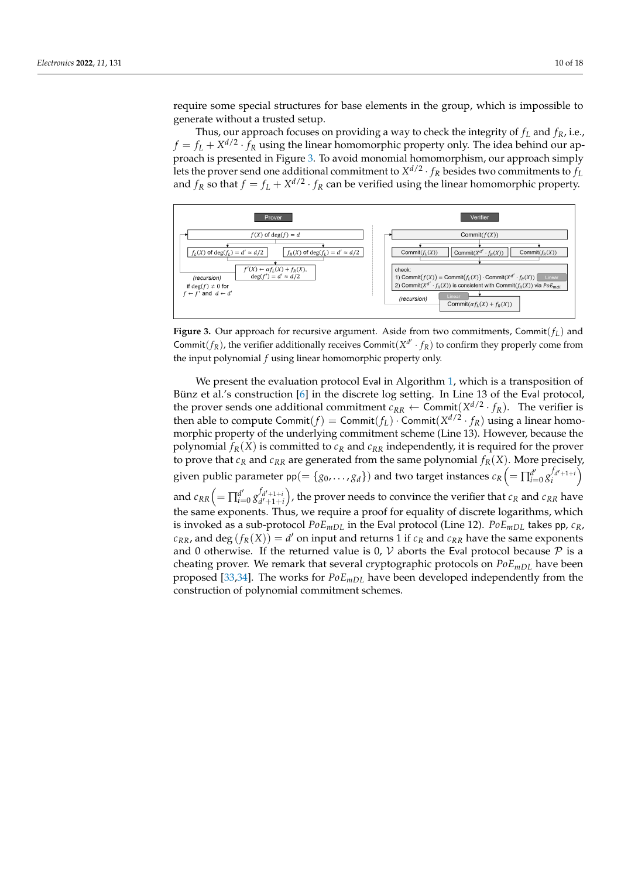require some special structures for base elements in the group, which is impossible to generate without a trusted setup.

Thus, our approach focuses on providing a way to check the integrity of $f_L$ and $f_R$, i.e., $f = f_L + X^{d/2} \cdot f_R$ using the linear homomorphic property only. The idea behind our approach is presented in Figure 3. To avoid monomial homomorphism, our approach simply lets the prover send one additional commitment to $X^{d/2} \cdot f_R$ besides two commitments to $f_L$ and $f_R$ so that $f = f_L + X^{d/2} \cdot f_R$ can be verified using the linear homomorphic property.

**Figure 3.** Our approach for recursive argument. Aside from two commitments, $\mathsf{Commit}(f_L)$ and $\mathsf{Commit}(f_R)$, the verifier additionally receives $\mathsf{Commit}(X^{d'} \cdot f_R)$ to confirm they properly come from the input polynomial $f$ using linear homomorphic property only.

We present the evaluation protocol $\mathsf{Eval}$ in Algorithm 1, which is a transposition of Bünz et al.'s construction [6] in the discrete log setting. In Line 13 of the $\mathsf{Eval}$ protocol, the prover sends one additional commitment $c_{RR} \leftarrow \mathsf{Commit}(X^{d/2} \cdot f_R)$. The verifier is then able to compute $\mathsf{Commit}(f) = \mathsf{Commit}(f_L) \cdot \mathsf{Commit}(X^{d/2} \cdot f_R)$ using a linear homomorphic property of the underlying commitment scheme (Line 13). However, because the polynomial $f_R(X)$ is committed to $c_R$ and $c_{RR}$ independently, it is required for the prover to prove that $c_R$ and $c_{RR}$ are generated from the same polynomial $f_R(X)$. More precisely, given public parameter $\mathsf{pp}(= \{g_0, \ldots, g_d\})$ and two target instances $c_R \left(= \prod_{i=0}^{d'} g_i^{f_{d'+1+i}}\right)$ and $c_{RR} \left(= \prod_{i=0}^{d'} g_{d'+1+i}^{f_{d'+1+i}}\right)$, the prover needs to convince the verifier that $c_R$ and $c_{RR}$ have the same exponents. Thus, we require a proof for equality of discrete logarithms, which is invoked as a sub-protocol $PoE_{mDL}$ in the $\mathsf{Eval}$ protocol (Line 12). $PoE_{mDL}$ takes $\mathsf{pp}$, $c_R$, $c_{RR}$, and $\deg(f_R(X)) = d'$ on input and returns 1 if $c_R$ and $c_{RR}$ have the same exponents and 0 otherwise. If the returned value is 0, $\mathcal{V}$ aborts the $\mathsf{Eval}$ protocol because $\mathcal{P}$ is a cheating prover. We remark that several cryptographic protocols on $PoE_{mDL}$ have been proposed [33,34]. The works for $PoE_{mDL}$ have been developed independently from the construction of polynomial commitment schemes.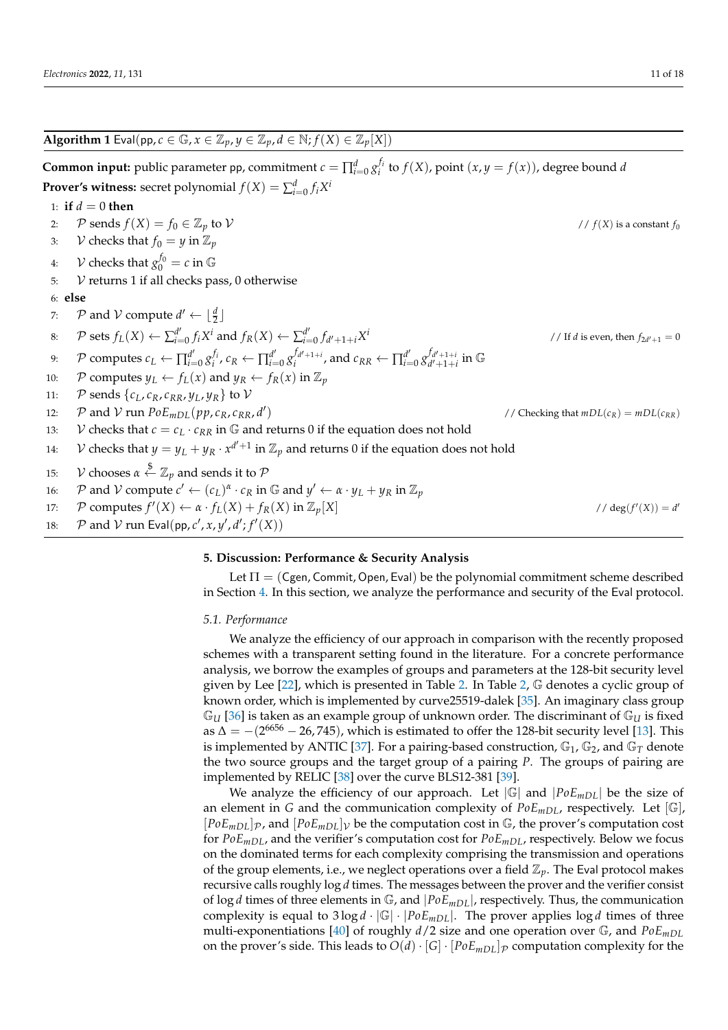**Algorithm 1** $\mathsf{Eval}(\mathsf{pp}, c \in \mathbb{G}, x \in \mathbb{Z}_p, y \in \mathbb{Z}_p, d \in \mathbb{N}; f(X) \in \mathbb{Z}_p[X])$

**Common input:** public parameter pp, commitment $c = \prod_{i=0}^{d} g_i^{f_i}$ to $f(X)$, point $(x, y = f(x))$, degree bound $d$

**Prover's witness:** secret polynomial $f(X) = \sum_{i=0}^{d} f_i X^i$

```
1:  if d = 0 then
2:      P sends f(X) = f_0 ∈ Z_p to V                                   // f(X) is a constant f_0
3:      V checks that f_0 = y in Z_p
4:      V checks that g_0^{f_0} = c in G
5:      V returns 1 if all checks pass, 0 otherwise
6:  else
7:      P and V compute d' ← ⌊d/2⌋
8:      P sets f_L(X) ← Σ_{i=0}^{d'} f_i X^i and f_R(X) ← Σ_{i=0}^{d'} f_{d'+1+i} X^i   // If d is even, then f_{2d'+1} = 0
9:      P computes c_L ← Π_{i=0}^{d'} g_i^{f_i}, c_R ← Π_{i=0}^{d'} g_i^{f_{d'+1+i}}, and c_RR ← Π_{i=0}^{d'} g_{d'+1+i}^{f_{d'+1+i}} in G
10:     P computes y_L ← f_L(x) and y_R ← f_R(x) in Z_p
11:     P sends {c_L, c_R, c_RR, y_L, y_R} to V
12:     P and V run PoE_mDL(pp, c_R, c_RR, d')                           // Checking that mDL(c_R) = mDL(c_RR)
13:     V checks that c = c_L · c_RR in G and returns 0 if the equation does not hold
14:     V checks that y = y_L + y_R · x^{d'+1} in Z_p and returns 0 if the equation does not hold
15:     V chooses α ←$ Z_p and sends it to P
16:     P and V compute c' ← (c_L)^α · c_R in G and y' ← α · y_L + y_R in Z_p
17:     P computes f'(X) ← α · f_L(X) + f_R(X) in Z_p[X]                  // deg(f'(X)) = d'
18:     P and V run Eval(pp, c', x, y', d'; f'(X))
```

## 5. Discussion: Performance & Security Analysis

Let $\Pi = (\mathsf{Cgen}, \mathsf{Commit}, \mathsf{Open}, \mathsf{Eval})$ be the polynomial commitment scheme described in Section 4. In this section, we analyze the performance and security of the Eval protocol.

### 5.1. Performance

We analyze the efficiency of our approach in comparison with the recently proposed schemes with a transparent setting found in the literature. For a concrete performance analysis, we borrow the examples of groups and parameters at the 128-bit security level given by Lee [22], which is presented in Table 2. In Table 2, $\mathbb{G}$ denotes a cyclic group of known order, which is implemented by curve25519-dalek [35]. An imaginary class group $\mathbb{G}_U$ [36] is taken as an example group of unknown order. The discriminant of $\mathbb{G}_U$ is fixed as $\Delta = -(2^{6656} - 26{,}745)$, which is estimated to offer the 128-bit security level [13]. This is implemented by ANTIC [37]. For a pairing-based construction, $\mathbb{G}_1$, $\mathbb{G}_2$, and $\mathbb{G}_T$ denote the two source groups and the target group of a pairing $P$. The groups of pairing are implemented by RELIC [38] over the curve BLS12-381 [39].

We analyze the efficiency of our approach. Let $|\mathbb{G}|$ and $|PoE_{mDL}|$ be the size of an element in $G$ and the communication complexity of $PoE_{mDL}$, respectively. Let $[\mathbb{G}]$, $[PoE_{mDL}]_{\mathcal{P}}$, and $[PoE_{mDL}]_{\mathcal{V}}$ be the computation cost in $\mathbb{G}$, the prover's computation cost for $PoE_{mDL}$, and the verifier's computation cost for $PoE_{mDL}$, respectively. Below we focus on the dominated terms for each complexity comprising the transmission and operations of the group elements, i.e., we neglect operations over a field $\mathbb{Z}_p$. The Eval protocol makes recursive calls roughly $\log d$ times. The messages between the prover and the verifier consist of $\log d$ times of three elements in $\mathbb{G}$, and $|PoE_{mDL}|$, respectively. Thus, the communication complexity is equal to $3 \log d \cdot |\mathbb{G}| \cdot |PoE_{mDL}|$. The prover applies $\log d$ times of three multi-exponentiations [40] of roughly $d/2$ size and one operation over $\mathbb{G}$, and $PoE_{mDL}$ on the prover's side. This leads to $O(d) \cdot [G] \cdot [PoE_{mDL}]_{\mathcal{P}}$ computation complexity for the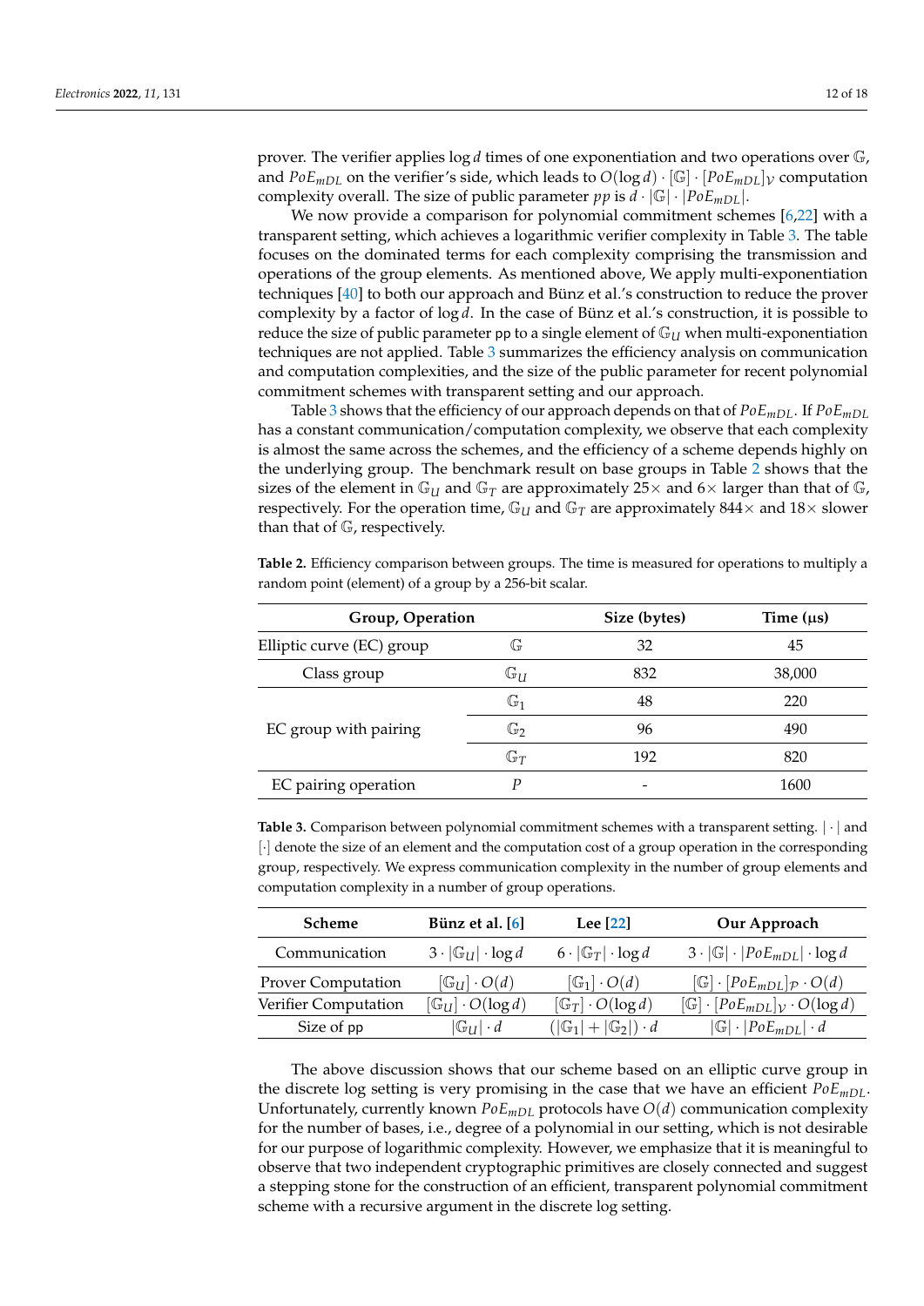prover. The verifier applies $\log d$ times of one exponentiation and two operations over $\mathbb{G}$, and $PoE_{mDL}$ on the verifier's side, which leads to $O(\log d) \cdot [\mathbb{G}] \cdot [PoE_{mDL}]_{\mathcal{V}}$ computation complexity overall. The size of public parameter $pp$ is $d \cdot |\mathbb{G}| \cdot |PoE_{mDL}|$.

We now provide a comparison for polynomial commitment schemes [6,22] with a transparent setting, which achieves a logarithmic verifier complexity in Table 3. The table focuses on the dominated terms for each complexity comprising the transmission and operations of the group elements. As mentioned above, We apply multi-exponentiation techniques [40] to both our approach and Bünz et al.'s construction to reduce the prover complexity by a factor of $\log d$. In the case of Bünz et al.'s construction, it is possible to reduce the size of public parameter $\mathsf{pp}$ to a single element of $\mathbb{G}_U$ when multi-exponentiation techniques are not applied. Table 3 summarizes the efficiency analysis on communication and computation complexities, and the size of the public parameter for recent polynomial commitment schemes with transparent setting and our approach.

Table 3 shows that the efficiency of our approach depends on that of $PoE_{mDL}$. If $PoE_{mDL}$ has a constant communication/computation complexity, we observe that each complexity is almost the same across the schemes, and the efficiency of a scheme depends highly on the underlying group. The benchmark result on base groups in Table 2 shows that the sizes of the element in $\mathbb{G}_U$ and $\mathbb{G}_T$ are approximately $25\times$ and $6\times$ larger than that of $\mathbb{G}$, respectively. For the operation time, $\mathbb{G}_U$ and $\mathbb{G}_T$ are approximately $844\times$ and $18\times$ slower than that of $\mathbb{G}$, respectively.

**Table 2.** Efficiency comparison between groups. The time is measured for operations to multiply a random point (element) of a group by a 256-bit scalar.

| Group, Operation | | Size (bytes) | Time (μs) |
|---|---|---|---|
| Elliptic curve (EC) group | $\mathbb{G}$ | 32 | 45 |
| Class group | $\mathbb{G}_U$ | 832 | 38,000 |
| EC group with pairing | $\mathbb{G}_1$ | 48 | 220 |
| | $\mathbb{G}_2$ | 96 | 490 |
| | $\mathbb{G}_T$ | 192 | 820 |
| EC pairing operation | $P$ | - | 1600 |

**Table 3.** Comparison between polynomial commitment schemes with a transparent setting. $|\cdot|$ and $[\cdot]$ denote the size of an element and the computation cost of a group operation in the corresponding group, respectively. We express communication complexity in the number of group elements and computation complexity in a number of group operations.

| Scheme | Bünz et al. [6] | Lee [22] | Our Approach |
|---|---|---|---|
| Communication | $3 \cdot \lvert\mathbb{G}_U\rvert \cdot \log d$ | $6 \cdot \lvert\mathbb{G}_T\rvert \cdot \log d$ | $3 \cdot \lvert\mathbb{G}\rvert \cdot \lvert PoE_{mDL}\rvert \cdot \log d$ |
| Prover Computation | $[\mathbb{G}_U] \cdot O(d)$ | $[\mathbb{G}_1] \cdot O(d)$ | $[\mathbb{G}] \cdot [PoE_{mDL}]_{\mathcal{P}} \cdot O(d)$ |
| Verifier Computation | $[\mathbb{G}_U] \cdot O(\log d)$ | $[\mathbb{G}_T] \cdot O(\log d)$ | $[\mathbb{G}] \cdot [PoE_{mDL}]_{\mathcal{V}} \cdot O(\log d)$ |
| Size of $\mathsf{pp}$ | $\lvert\mathbb{G}_U\rvert \cdot d$ | $(\lvert\mathbb{G}_1\rvert + \lvert\mathbb{G}_2\rvert) \cdot d$ | $\lvert\mathbb{G}\rvert \cdot \lvert PoE_{mDL}\rvert \cdot d$ |

The above discussion shows that our scheme based on an elliptic curve group in the discrete log setting is very promising in the case that we have an efficient $PoE_{mDL}$. Unfortunately, currently known $PoE_{mDL}$ protocols have $O(d)$ communication complexity for the number of bases, i.e., degree of a polynomial in our setting, which is not desirable for our purpose of logarithmic complexity. However, we emphasize that it is meaningful to observe that two independent cryptographic primitives are closely connected and suggest a stepping stone for the construction of an efficient, transparent polynomial commitment scheme with a recursive argument in the discrete log setting.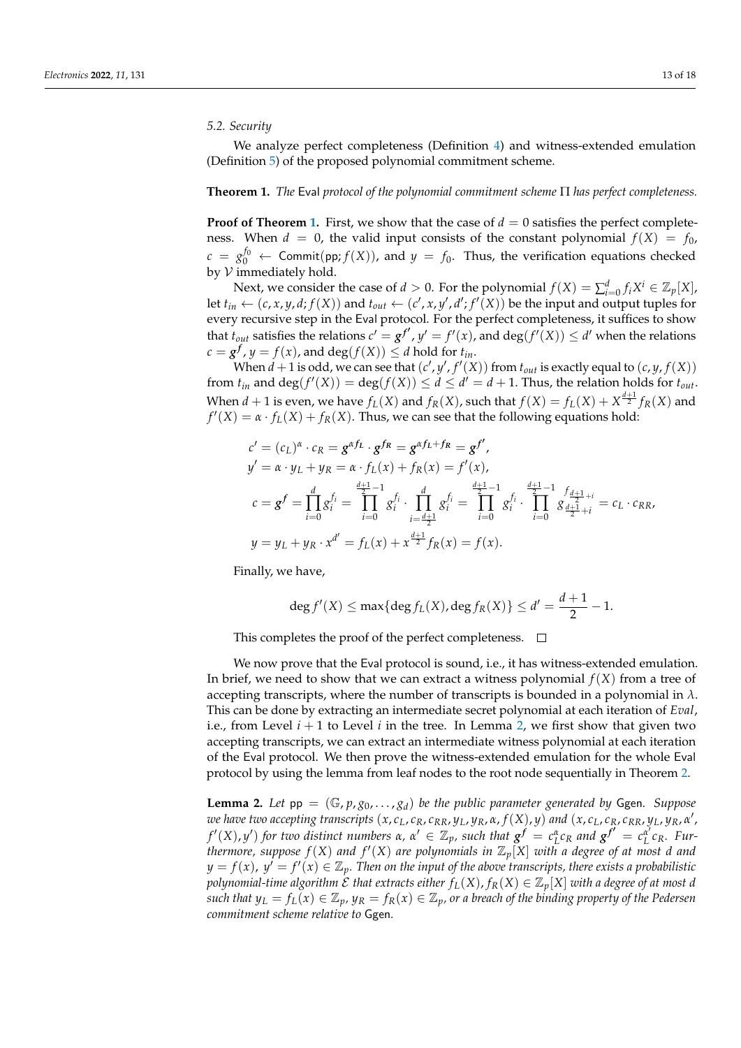### 5.2. Security

We analyze perfect completeness (Definition 4) and witness-extended emulation (Definition 5) of the proposed polynomial commitment scheme.

**Theorem 1.** *The* Eval *protocol of the polynomial commitment scheme* $\Pi$ *has perfect completeness.*

**Proof of Theorem 1.** First, we show that the case of $d = 0$ satisfies the perfect completeness. When $d = 0$, the valid input consists of the constant polynomial $f(X) = f_0$, $c = g_0^{f_0} \leftarrow \mathsf{Commit}(\mathsf{pp}; f(X))$, and $y = f_0$. Thus, the verification equations checked by $\mathcal{V}$ immediately hold.

Next, we consider the case of $d > 0$. For the polynomial $f(X) = \sum_{i=0}^{d} f_i X^i \in \mathbb{Z}_p[X]$, let $t_{in} \leftarrow (c, x, y, d; f(X))$ and $t_{out} \leftarrow (c', x, y', d'; f'(X))$ be the input and output tuples for every recursive step in the Eval protocol. For the perfect completeness, it suffices to show that $t_{out}$ satisfies the relations $c' = \boldsymbol{g}^{\boldsymbol{f'}}$, $y' = f'(x)$, and $\deg(f'(X)) \leq d'$ when the relations $c = \boldsymbol{g}^{\boldsymbol{f}}$, $y = f(x)$, and $\deg(f(X)) \leq d$ hold for $t_{in}$.

When $d+1$ is odd, we can see that $(c', y', f'(X))$ from $t_{out}$ is exactly equal to $(c, y, f(X))$ from $t_{in}$ and $\deg(f'(X)) = \deg(f(X)) \leq d \leq d' = d+1$. Thus, the relation holds for $t_{out}$. When $d+1$ is even, we have $f_L(X)$ and $f_R(X)$, such that $f(X) = f_L(X) + X^{\frac{d+1}{2}} f_R(X)$ and $f'(X) = \alpha \cdot f_L(X) + f_R(X)$. Thus, we can see that the following equations hold:

$$
\begin{aligned}
c' &= (c_L)^{\alpha} \cdot c_R = \boldsymbol{g}^{\alpha \boldsymbol{f_L}} \cdot \boldsymbol{g}^{\boldsymbol{f_R}} = \boldsymbol{g}^{\alpha \boldsymbol{f_L} + \boldsymbol{f_R}} = \boldsymbol{g}^{\boldsymbol{f'}}, \\
y' &= \alpha \cdot y_L + y_R = \alpha \cdot f_L(x) + f_R(x) = f'(x), \\
c &= \boldsymbol{g}^{\boldsymbol{f}} = \prod_{i=0}^{d} g_i^{f_i} = \prod_{i=0}^{\frac{d+1}{2}-1} g_i^{f_i} \cdot \prod_{i=\frac{d+1}{2}}^{d} g_i^{f_i} = \prod_{i=0}^{\frac{d+1}{2}-1} g_i^{f_i} \cdot \prod_{i=0}^{\frac{d+1}{2}-1} g_{\frac{d+1}{2}+i}^{f_{\frac{d+1}{2}+i}} = c_L \cdot c_{RR}, \\
y &= y_L + y_R \cdot x^{d'} = f_L(x) + x^{\frac{d+1}{2}} f_R(x) = f(x).
\end{aligned}
$$

Finally, we have,

$$
\deg f'(X) \leq \max\{\deg f_L(X), \deg f_R(X)\} \leq d' = \frac{d+1}{2} - 1.
$$

This completes the proof of the perfect completeness. □

We now prove that the Eval protocol is sound, i.e., it has witness-extended emulation. In brief, we need to show that we can extract a witness polynomial $f(X)$ from a tree of accepting transcripts, where the number of transcripts is bounded in a polynomial in $\lambda$. This can be done by extracting an intermediate secret polynomial at each iteration of *Eval*, i.e., from Level $i+1$ to Level $i$ in the tree. In Lemma 2, we first show that given two accepting transcripts, we can extract an intermediate witness polynomial at each iteration of the Eval protocol. We then prove the witness-extended emulation for the whole Eval protocol by using the lemma from leaf nodes to the root node sequentially in Theorem 2.

**Lemma 2.** *Let* $\mathsf{pp} = (\mathbb{G}, p, g_0, \ldots, g_d)$ *be the public parameter generated by* Gen. *Suppose we have two accepting transcripts* $(x, c_L, c_R, c_{RR}, y_L, y_R, \alpha, f(X), y)$ *and* $(x, c_L, c_R, c_{RR}, y_L, y_R, \alpha', f'(X), y')$ *for two distinct numbers* $\alpha, \alpha' \in \mathbb{Z}_p$, *such that* $\boldsymbol{g}^{\boldsymbol{f}} = c_L^{\alpha} c_R$ *and* $\boldsymbol{g}^{\boldsymbol{f'}} = c_L^{\alpha'} c_R$. *Furthermore, suppose* $f(X)$ *and* $f'(X)$ *are polynomials in* $\mathbb{Z}_p[X]$ *with a degree of at most* $d$ *and* $y = f(x)$, $y' = f'(x) \in \mathbb{Z}_p$. *Then on the input of the above transcripts, there exists a probabilistic polynomial-time algorithm* $\mathcal{E}$ *that extracts either* $f_L(X), f_R(X) \in \mathbb{Z}_p[X]$ *with a degree of at most* $d$ *such that* $y_L = f_L(x) \in \mathbb{Z}_p$, $y_R = f_R(x) \in \mathbb{Z}_p$, *or a breach of the binding property of the Pedersen commitment scheme relative to* Gen.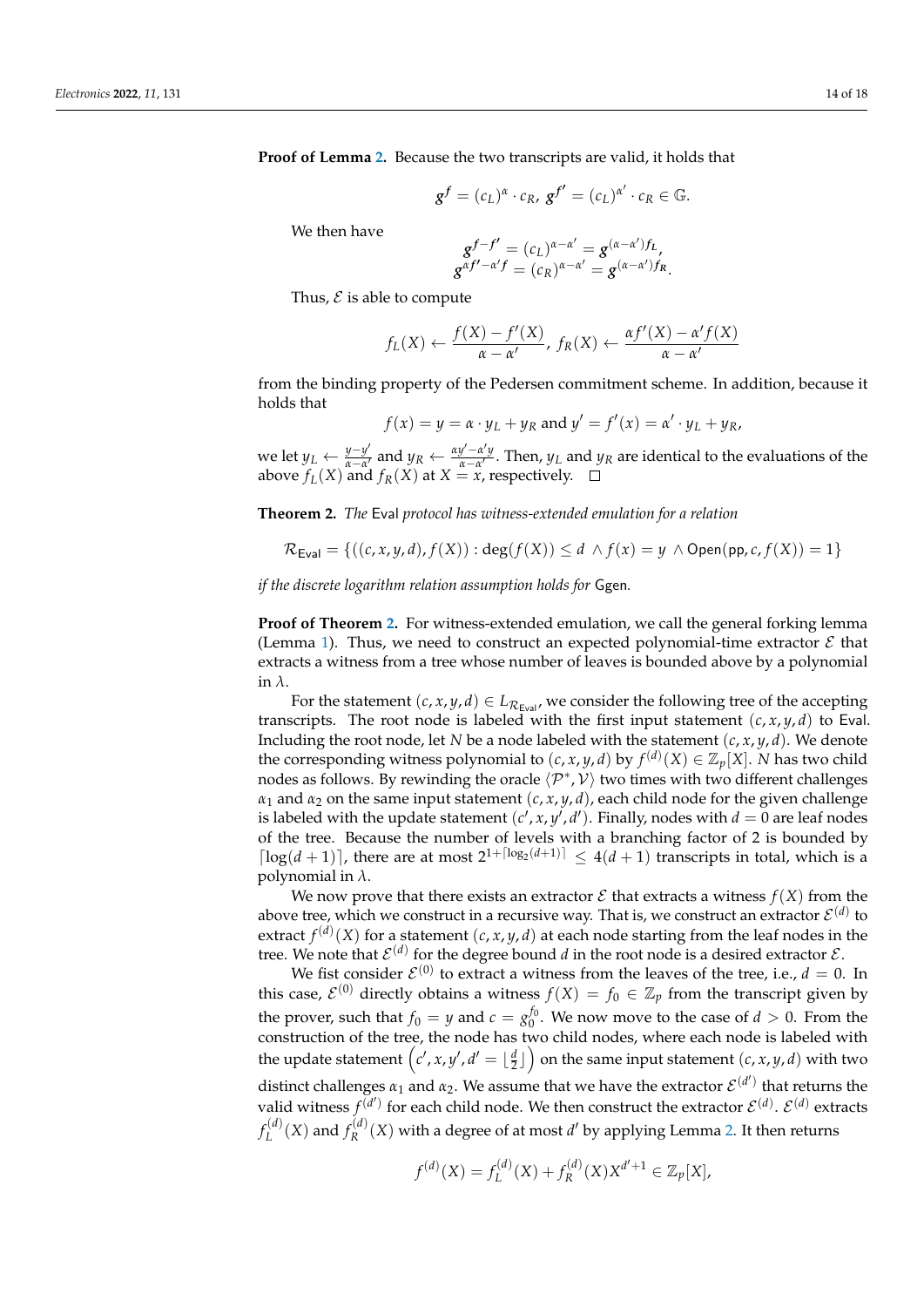**Proof of Lemma 2.** Because the two transcripts are valid, it holds that

$$g^{f} = (c_L)^{\alpha} \cdot c_R,\ g^{f'} = (c_L)^{\alpha'} \cdot c_R \in \mathbb{G}.$$

We then have

$$g^{f-f'} = (c_L)^{\alpha-\alpha'} = g^{(\alpha-\alpha')f_L},$$
$$g^{\alpha f' - \alpha' f} = (c_R)^{\alpha-\alpha'} = g^{(\alpha-\alpha')f_R}.$$

Thus, $\mathcal{E}$ is able to compute

$$f_L(X) \leftarrow \frac{f(X) - f'(X)}{\alpha - \alpha'},\ f_R(X) \leftarrow \frac{\alpha f'(X) - \alpha' f(X)}{\alpha - \alpha'}$$

from the binding property of the Pedersen commitment scheme. In addition, because it holds that

$$f(x) = y = \alpha \cdot y_L + y_R \text{ and } y' = f'(x) = \alpha' \cdot y_L + y_R,$$

we let $y_L \leftarrow \frac{y-y'}{\alpha-\alpha'}$ and $y_R \leftarrow \frac{\alpha y' - \alpha' y}{\alpha - \alpha'}$. Then, $y_L$ and $y_R$ are identical to the evaluations of the above $f_L(X)$ and $f_R(X)$ at $X = x$, respectively. □

**Theorem 2.** *The* Eval *protocol has witness-extended emulation for a relation*

$$\mathcal{R}_{\mathsf{Eval}} = \{((c, x, y, d), f(X)) : \deg(f(X)) \le d\ \wedge f(x) = y\ \wedge \mathsf{Open}(\mathsf{pp}, c, f(X)) = 1\}$$

*if the discrete logarithm relation assumption holds for* Ggen*.*

**Proof of Theorem 2.** For witness-extended emulation, we call the general forking lemma (Lemma 1). Thus, we need to construct an expected polynomial-time extractor $\mathcal{E}$ that extracts a witness from a tree whose number of leaves is bounded above by a polynomial in $\lambda$.

For the statement $(c, x, y, d) \in L_{\mathcal{R}_{\mathsf{Eval}}}$, we consider the following tree of the accepting transcripts. The root node is labeled with the first input statement $(c, x, y, d)$ to Eval. Including the root node, let $N$ be a node labeled with the statement $(c, x, y, d)$. We denote the corresponding witness polynomial to $(c, x, y, d)$ by $f^{(d)}(X) \in \mathbb{Z}_p[X]$. $N$ has two child nodes as follows. By rewinding the oracle $\langle \mathcal{P}^*, \mathcal{V} \rangle$ two times with two different challenges $\alpha_1$ and $\alpha_2$ on the same input statement $(c, x, y, d)$, each child node for the given challenge is labeled with the update statement $(c', x, y', d')$. Finally, nodes with $d = 0$ are leaf nodes of the tree. Because the number of levels with a branching factor of 2 is bounded by $\lceil \log(d+1) \rceil$, there are at most $2^{1+\lceil \log_2(d+1) \rceil} \le 4(d+1)$ transcripts in total, which is a polynomial in $\lambda$.

We now prove that there exists an extractor $\mathcal{E}$ that extracts a witness $f(X)$ from the above tree, which we construct in a recursive way. That is, we construct an extractor $\mathcal{E}^{(d)}$ to extract $f^{(d)}(X)$ for a statement $(c, x, y, d)$ at each node starting from the leaf nodes in the tree. We note that $\mathcal{E}^{(d)}$ for the degree bound $d$ in the root node is a desired extractor $\mathcal{E}$.

We fist consider $\mathcal{E}^{(0)}$ to extract a witness from the leaves of the tree, i.e., $d = 0$. In this case, $\mathcal{E}^{(0)}$ directly obtains a witness $f(X) = f_0 \in \mathbb{Z}_p$ from the transcript given by the prover, such that $f_0 = y$ and $c = g_0^{f_0}$. We now move to the case of $d > 0$. From the construction of the tree, the node has two child nodes, where each node is labeled with the update statement $\left(c', x, y', d' = \lfloor \frac{d}{2} \rfloor\right)$ on the same input statement $(c, x, y, d)$ with two distinct challenges $\alpha_1$ and $\alpha_2$. We assume that we have the extractor $\mathcal{E}^{(d')}$ that returns the valid witness $f^{(d')}$ for each child node. We then construct the extractor $\mathcal{E}^{(d)}$. $\mathcal{E}^{(d)}$ extracts $f_L^{(d)}(X)$ and $f_R^{(d)}(X)$ with a degree of at most $d'$ by applying Lemma 2. It then returns

$$f^{(d)}(X) = f_L^{(d)}(X) + f_R^{(d)}(X) X^{d'+1} \in \mathbb{Z}_p[X],$$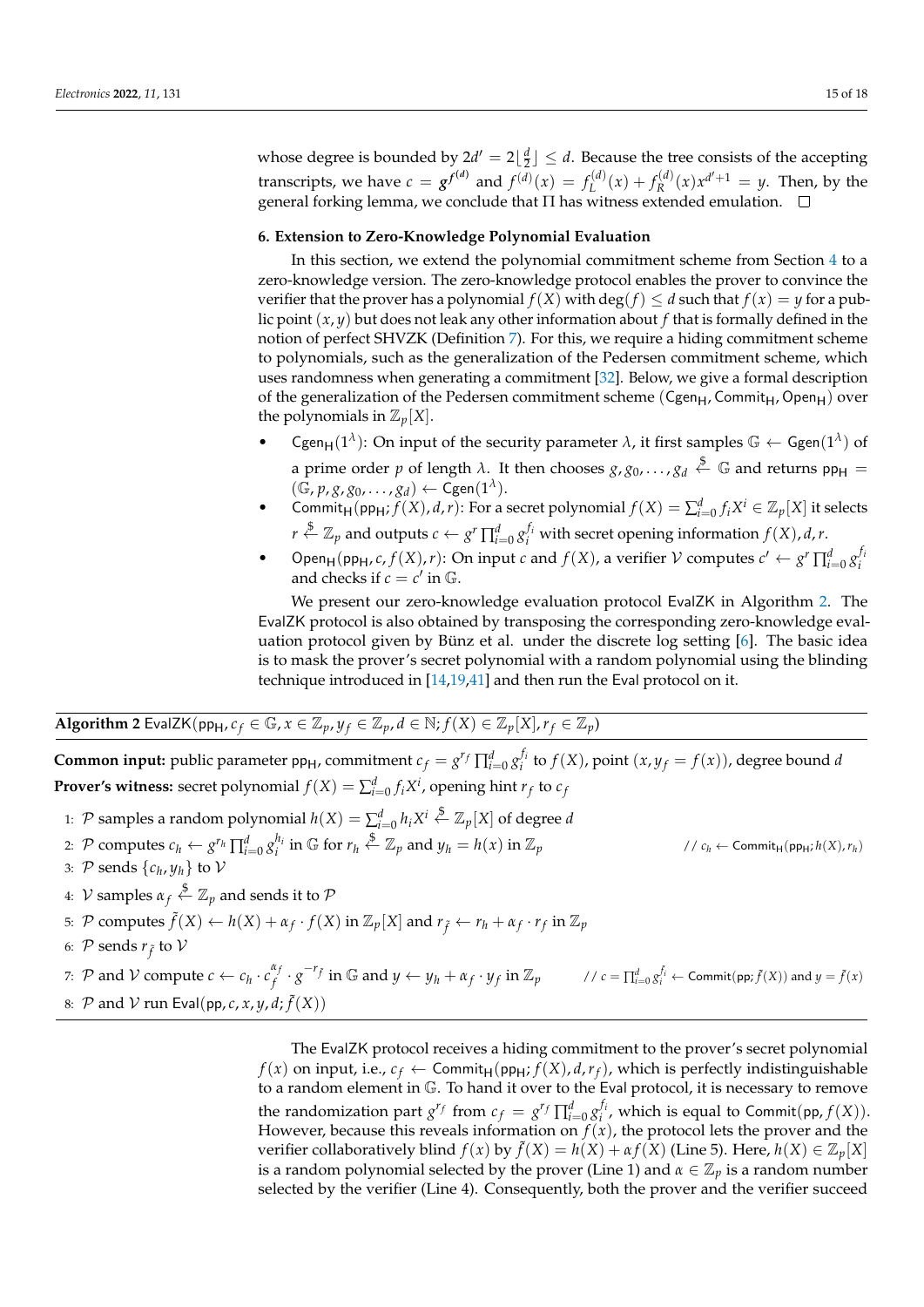whose degree is bounded by $2d' = 2\lfloor \frac{d}{2} \rfloor \leq d$. Because the tree consists of the accepting transcripts, we have $c = g^{f^{(d)}}$ and $f^{(d)}(x) = f_L^{(d)}(x) + f_R^{(d)}(x)x^{d'+1} = y$. Then, by the general forking lemma, we conclude that $\Pi$ has witness extended emulation. □

### 6. Extension to Zero-Knowledge Polynomial Evaluation

In this section, we extend the polynomial commitment scheme from Section 4 to a zero-knowledge version. The zero-knowledge protocol enables the prover to convince the verifier that the prover has a polynomial $f(X)$ with $\deg(f) \leq d$ such that $f(x) = y$ for a public point $(x, y)$ but does not leak any other information about $f$ that is formally defined in the notion of perfect SHVZK (Definition 7). For this, we require a hiding commitment scheme to polynomials, such as the generalization of the Pedersen commitment scheme, which uses randomness when generating a commitment [32]. Below, we give a formal description of the generalization of the Pedersen commitment scheme $(\mathsf{Cgen}_\mathsf{H}, \mathsf{Commit}_\mathsf{H}, \mathsf{Open}_\mathsf{H})$ over the polynomials in $\mathbb{Z}_p[X]$.

- $\mathsf{Cgen}_\mathsf{H}(1^\lambda)$: On input of the security parameter $\lambda$, it first samples $\mathbb{G} \leftarrow \mathsf{Ggen}(1^\lambda)$ of a prime order $p$ of length $\lambda$. It then chooses $g, g_0, \ldots, g_d \xleftarrow{\$} \mathbb{G}$ and returns $\mathsf{pp}_\mathsf{H} = (\mathbb{G}, p, g, g_0, \ldots, g_d) \leftarrow \mathsf{Cgen}(1^\lambda)$.
- $\mathsf{Commit}_\mathsf{H}(\mathsf{pp}_\mathsf{H}; f(X), d, r)$: For a secret polynomial $f(X) = \sum_{i=0}^d f_i X^i \in \mathbb{Z}_p[X]$ it selects $r \xleftarrow{\$} \mathbb{Z}_p$ and outputs $c \leftarrow g^r \prod_{i=0}^d g_i^{f_i}$ with secret opening information $f(X), d, r$.
- $\mathsf{Open}_\mathsf{H}(\mathsf{pp}_\mathsf{H}, c, f(X), r)$: On input $c$ and $f(X)$, a verifier $\mathcal{V}$ computes $c' \leftarrow g^r \prod_{i=0}^d g_i^{f_i}$ and checks if $c = c'$ in $\mathbb{G}$.

We present our zero-knowledge evaluation protocol $\mathsf{EvalZK}$ in Algorithm 2. The $\mathsf{EvalZK}$ protocol is also obtained by transposing the corresponding zero-knowledge evaluation protocol given by Bünz et al. under the discrete log setting [6]. The basic idea is to mask the prover's secret polynomial with a random polynomial using the blinding technique introduced in [14,19,41] and then run the $\mathsf{Eval}$ protocol on it.

---

**Algorithm 2** $\mathsf{EvalZK}(\mathsf{pp}_\mathsf{H}, c_f \in \mathbb{G}, x \in \mathbb{Z}_p, y_f \in \mathbb{Z}_p, d \in \mathbb{N}; f(X) \in \mathbb{Z}_p[X], r_f \in \mathbb{Z}_p)$

**Common input:** public parameter $\mathsf{pp}_\mathsf{H}$, commitment $c_f = g^{r_f} \prod_{i=0}^d g_i^{f_i}$ to $f(X)$, point $(x, y_f = f(x))$, degree bound $d$

**Prover's witness:** secret polynomial $f(X) = \sum_{i=0}^d f_i X^i$, opening hint $r_f$ to $c_f$

1: $\mathcal{P}$ samples a random polynomial $h(X) = \sum_{i=0}^d h_i X^i \xleftarrow{\$} \mathbb{Z}_p[X]$ of degree $d$
2: $\mathcal{P}$ computes $c_h \leftarrow g^{r_h} \prod_{i=0}^d g_i^{h_i}$ in $\mathbb{G}$ for $r_h \xleftarrow{\$} \mathbb{Z}_p$ and $y_h = h(x)$ in $\mathbb{Z}_p$ // $c_h \leftarrow \mathsf{Commit}_\mathsf{H}(\mathsf{pp}_\mathsf{H}; h(X), r_h)$
3: $\mathcal{P}$ sends $\{c_h, y_h\}$ to $\mathcal{V}$
4: $\mathcal{V}$ samples $\alpha_f \xleftarrow{\$} \mathbb{Z}_p$ and sends it to $\mathcal{P}$
5: $\mathcal{P}$ computes $\tilde{f}(X) \leftarrow h(X) + \alpha_f \cdot f(X)$ in $\mathbb{Z}_p[X]$ and $r_{\tilde{f}} \leftarrow r_h + \alpha_f \cdot r_f$ in $\mathbb{Z}_p$
6: $\mathcal{P}$ sends $r_{\tilde{f}}$ to $\mathcal{V}$
7: $\mathcal{P}$ and $\mathcal{V}$ compute $c \leftarrow c_h \cdot c_f^{\alpha_f} \cdot g^{-r_{\tilde{f}}}$ in $\mathbb{G}$ and $y \leftarrow y_h + \alpha_f \cdot y_f$ in $\mathbb{Z}_p$ // $c = \prod_{i=0}^d g_i^{\tilde{f}_i} \leftarrow \mathsf{Commit}(\mathsf{pp}; \tilde{f}(X))$ and $y = \tilde{f}(x)$
8: $\mathcal{P}$ and $\mathcal{V}$ run $\mathsf{Eval}(\mathsf{pp}, c, x, y, d; \tilde{f}(X))$

---

The $\mathsf{EvalZK}$ protocol receives a hiding commitment to the prover's secret polynomial $f(x)$ on input, i.e., $c_f \leftarrow \mathsf{Commit}_\mathsf{H}(\mathsf{pp}_\mathsf{H}; f(X), d, r_f)$, which is perfectly indistinguishable to a random element in $\mathbb{G}$. To hand it over to the $\mathsf{Eval}$ protocol, it is necessary to remove the randomization part $g^{r_f}$ from $c_f = g^{r_f} \prod_{i=0}^d g_i^{f_i}$, which is equal to $\mathsf{Commit}(\mathsf{pp}, f(X))$. However, because this reveals information on $f(x)$, the protocol lets the prover and the verifier collaboratively blind $f(x)$ by $\tilde{f}(X) = h(X) + \alpha f(X)$ (Line 5). Here, $h(X) \in \mathbb{Z}_p[X]$ is a random polynomial selected by the prover (Line 1) and $\alpha \in \mathbb{Z}_p$ is a random number selected by the verifier (Line 4). Consequently, both the prover and the verifier succeed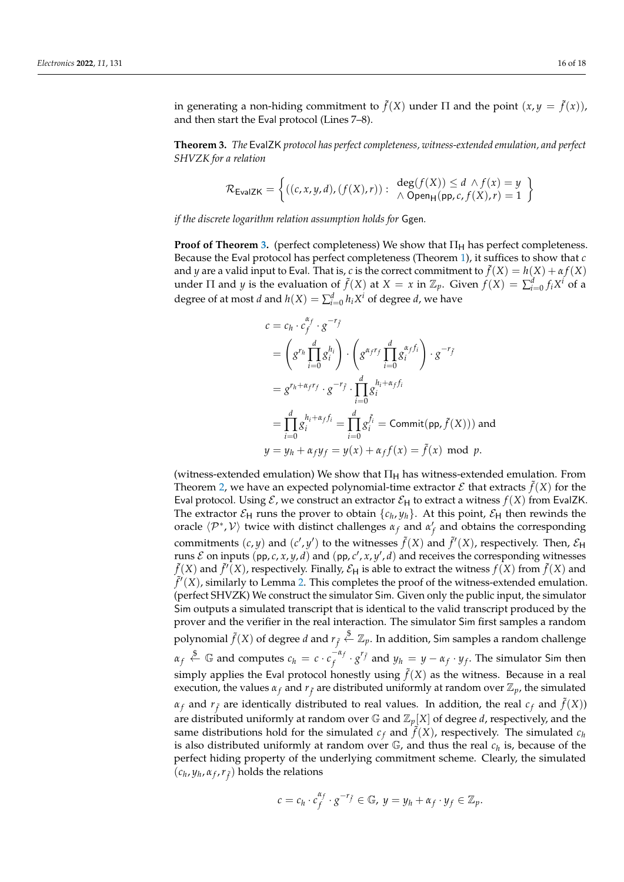in generating a non-hiding commitment to $\tilde{f}(X)$ under $\Pi$ and the point $(x, y = \tilde{f}(x))$, and then start the $\mathsf{Eval}$ protocol (Lines 7–8).

**Theorem 3.** *The* $\mathsf{EvalZK}$ *protocol has perfect completeness, witness-extended emulation, and perfect SHVZK for a relation*

$$\mathcal{R}_{\mathsf{EvalZK}} = \left\{ ((c, x, y, d), (f(X), r)) : \begin{array}{l} \deg(f(X)) \leq d \ \wedge f(x) = y \\ \wedge \ \mathsf{Open}_{\mathsf{H}}(\mathsf{pp}, c, f(X), r) = 1 \end{array} \right\}$$

*if the discrete logarithm relation assumption holds for* $\mathsf{Ggen}$*.*

**Proof of Theorem 3.** (perfect completeness) We show that $\Pi_{\mathsf{H}}$ has perfect completeness. Because the $\mathsf{Eval}$ protocol has perfect completeness (Theorem 1), it suffices to show that $c$ and $y$ are a valid input to $\mathsf{Eval}$. That is, $c$ is the correct commitment to $\tilde{f}(X) = h(X) + \alpha f(X)$ under $\Pi$ and $y$ is the evaluation of $\tilde{f}(X)$ at $X = x$ in $\mathbb{Z}_p$. Given $f(X) = \sum_{i=0}^{d} f_i X^i$ of a degree of at most $d$ and $h(X) = \sum_{i=0}^{d} h_i X^i$ of degree $d$, we have

$$\begin{aligned}
c &= c_h \cdot c_f^{\alpha_f} \cdot g^{-r_{\tilde{f}}} \\
&= \left( g^{r_h} \prod_{i=0}^{d} g_i^{h_i} \right) \cdot \left( g^{\alpha_f r_f} \prod_{i=0}^{d} g_i^{\alpha_f f_i} \right) \cdot g^{-r_{\tilde{f}}} \\
&= g^{r_h + \alpha_f r_f} \cdot g^{-r_{\tilde{f}}} \cdot \prod_{i=0}^{d} g_i^{h_i + \alpha_f f_i} \\
&= \prod_{i=0}^{d} g_i^{h_i + \alpha_f f_i} = \prod_{i=0}^{d} g_i^{\tilde{f}_i} = \mathsf{Commit}(\mathsf{pp}, \tilde{f}(X))) \text{ and} \\
y &= y_h + \alpha_f y_f = y(x) + \alpha_f f(x) = \tilde{f}(x) \mod p.
\end{aligned}$$

(witness-extended emulation) We show that $\Pi_{\mathsf{H}}$ has witness-extended emulation. From Theorem 2, we have an expected polynomial-time extractor $\mathcal{E}$ that extracts $\tilde{f}(X)$ for the $\mathsf{Eval}$ protocol. Using $\mathcal{E}$, we construct an extractor $\mathcal{E}_{\mathsf{H}}$ to extract a witness $f(X)$ from $\mathsf{EvalZK}$. The extractor $\mathcal{E}_{\mathsf{H}}$ runs the prover to obtain $\{c_h, y_h\}$. At this point, $\mathcal{E}_{\mathsf{H}}$ then rewinds the oracle $\langle \mathcal{P}^*, \mathcal{V} \rangle$ twice with distinct challenges $\alpha_f$ and $\alpha'_f$ and obtains the corresponding commitments $(c, y)$ and $(c', y')$ to the witnesses $\tilde{f}(X)$ and $\tilde{f}'(X)$, respectively. Then, $\mathcal{E}_{\mathsf{H}}$ runs $\mathcal{E}$ on inputs $(\mathsf{pp}, c, x, y, d)$ and $(\mathsf{pp}, c', x, y', d)$ and receives the corresponding witnesses $\tilde{f}(X)$ and $\tilde{f}'(X)$, respectively. Finally, $\mathcal{E}_{\mathsf{H}}$ is able to extract the witness $f(X)$ from $\tilde{f}(X)$ and $\tilde{f}'(X)$, similarly to Lemma 2. This completes the proof of the witness-extended emulation.
(perfect SHVZK) We construct the simulator $\mathsf{Sim}$. Given only the public input, the simulator $\mathsf{Sim}$ outputs a simulated transcript that is identical to the valid transcript produced by the prover and the verifier in the real interaction. The simulator $\mathsf{Sim}$ first samples a random polynomial $\tilde{f}(X)$ of degree $d$ and $r_{\tilde{f}} \xleftarrow{\$} \mathbb{Z}_p$. In addition, $\mathsf{Sim}$ samples a random challenge $\alpha_f \xleftarrow{\$} \mathbb{G}$ and computes $c_h = c \cdot c_f^{-\alpha_f} \cdot g^{r_{\tilde{f}}}$ and $y_h = y - \alpha_f \cdot y_f$. The simulator $\mathsf{Sim}$ then simply applies the $\mathsf{Eval}$ protocol honestly using $\tilde{f}(X)$ as the witness. Because in a real execution, the values $\alpha_f$ and $r_{\tilde{f}}$ are distributed uniformly at random over $\mathbb{Z}_p$, the simulated $\alpha_f$ and $r_{\tilde{f}}$ are identically distributed to real values. In addition, the real $c_f$ and $\tilde{f}(X))$ are distributed uniformly at random over $\mathbb{G}$ and $\mathbb{Z}_p[X]$ of degree $d$, respectively, and the same distributions hold for the simulated $c_f$ and $\tilde{f}(X)$, respectively. The simulated $c_h$ is also distributed uniformly at random over $\mathbb{G}$, and thus the real $c_h$ is, because of the perfect hiding property of the underlying commitment scheme. Clearly, the simulated $(c_h, y_h, \alpha_f, r_{\tilde{f}})$ holds the relations

$$c = c_h \cdot c_f^{\alpha_f} \cdot g^{-r_{\tilde{f}}} \in \mathbb{G}, \ y = y_h + \alpha_f \cdot y_f \in \mathbb{Z}_p.$$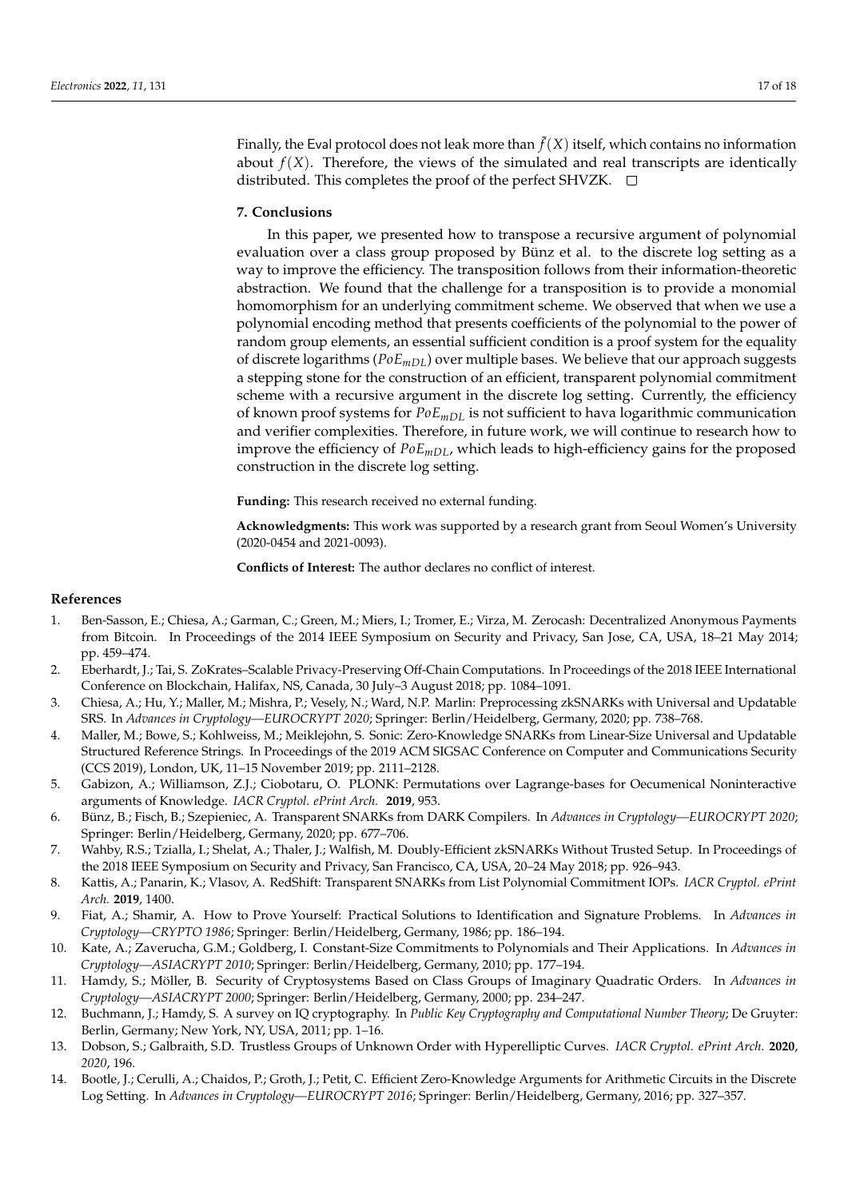Finally, the Eval protocol does not leak more than $\tilde{f}(X)$ itself, which contains no information about $f(X)$. Therefore, the views of the simulated and real transcripts are identically distributed. This completes the proof of the perfect SHVZK. □

## 7. Conclusions

In this paper, we presented how to transpose a recursive argument of polynomial evaluation over a class group proposed by Bünz et al. to the discrete log setting as a way to improve the efficiency. The transposition follows from their information-theoretic abstraction. We found that the challenge for a transposition is to provide a monomial homomorphism for an underlying commitment scheme. We observed that when we use a polynomial encoding method that presents coefficients of the polynomial to the power of random group elements, an essential sufficient condition is a proof system for the equality of discrete logarithms ($PoE_{mDL}$) over multiple bases. We believe that our approach suggests a stepping stone for the construction of an efficient, transparent polynomial commitment scheme with a recursive argument in the discrete log setting. Currently, the efficiency of known proof systems for $PoE_{mDL}$ is not sufficient to hava logarithmic communication and verifier complexities. Therefore, in future work, we will continue to research how to improve the efficiency of $PoE_{mDL}$, which leads to high-efficiency gains for the proposed construction in the discrete log setting.

**Funding:** This research received no external funding.

**Acknowledgments:** This work was supported by a research grant from Seoul Women's University (2020-0454 and 2021-0093).

**Conflicts of Interest:** The author declares no conflict of interest.

## References

1. Ben-Sasson, E.; Chiesa, A.; Garman, C.; Green, M.; Miers, I.; Tromer, E.; Virza, M. Zerocash: Decentralized Anonymous Payments from Bitcoin. In Proceedings of the 2014 IEEE Symposium on Security and Privacy, San Jose, CA, USA, 18–21 May 2014; pp. 459–474.
2. Eberhardt, J.; Tai, S. ZoKrates–Scalable Privacy-Preserving Off-Chain Computations. In Proceedings of the 2018 IEEE International Conference on Blockchain, Halifax, NS, Canada, 30 July–3 August 2018; pp. 1084–1091.
3. Chiesa, A.; Hu, Y.; Maller, M.; Mishra, P.; Vesely, N.; Ward, N.P. Marlin: Preprocessing zkSNARKs with Universal and Updatable SRS. In *Advances in Cryptology—EUROCRYPT 2020*; Springer: Berlin/Heidelberg, Germany, 2020; pp. 738–768.
4. Maller, M.; Bowe, S.; Kohlweiss, M.; Meiklejohn, S. Sonic: Zero-Knowledge SNARKs from Linear-Size Universal and Updatable Structured Reference Strings. In Proceedings of the 2019 ACM SIGSAC Conference on Computer and Communications Security (CCS 2019), London, UK, 11–15 November 2019; pp. 2111–2128.
5. Gabizon, A.; Williamson, Z.J.; Ciobotaru, O. PLONK: Permutations over Lagrange-bases for Oecumenical Noninteractive arguments of Knowledge. *IACR Cryptol. ePrint Arch.* **2019**, 953.
6. Bünz, B.; Fisch, B.; Szepieniec, A. Transparent SNARKs from DARK Compilers. In *Advances in Cryptology—EUROCRYPT 2020*; Springer: Berlin/Heidelberg, Germany, 2020; pp. 677–706.
7. Wahby, R.S.; Tzialla, I.; Shelat, A.; Thaler, J.; Walfish, M. Doubly-Efficient zkSNARKs Without Trusted Setup. In Proceedings of the 2018 IEEE Symposium on Security and Privacy, San Francisco, CA, USA, 20–24 May 2018; pp. 926–943.
8. Kattis, A.; Panarin, K.; Vlasov, A. RedShift: Transparent SNARKs from List Polynomial Commitment IOPs. *IACR Cryptol. ePrint Arch.* **2019**, 1400.
9. Fiat, A.; Shamir, A. How to Prove Yourself: Practical Solutions to Identification and Signature Problems. In *Advances in Cryptology—CRYPTO 1986*; Springer: Berlin/Heidelberg, Germany, 1986; pp. 186–194.
10. Kate, A.; Zaverucha, G.M.; Goldberg, I. Constant-Size Commitments to Polynomials and Their Applications. In *Advances in Cryptology—ASIACRYPT 2010*; Springer: Berlin/Heidelberg, Germany, 2010; pp. 177–194.
11. Hamdy, S.; Möller, B. Security of Cryptosystems Based on Class Groups of Imaginary Quadratic Orders. In *Advances in Cryptology—ASIACRYPT 2000*; Springer: Berlin/Heidelberg, Germany, 2000; pp. 234–247.
12. Buchmann, J.; Hamdy, S. A survey on IQ cryptography. In *Public Key Cryptography and Computational Number Theory*; De Gruyter: Berlin, Germany; New York, NY, USA, 2011; pp. 1–16.
13. Dobson, S.; Galbraith, S.D. Trustless Groups of Unknown Order with Hyperelliptic Curves. *IACR Cryptol. ePrint Arch.* **2020**, *2020*, 196.
14. Bootle, J.; Cerulli, A.; Chaidos, P.; Groth, J.; Petit, C. Efficient Zero-Knowledge Arguments for Arithmetic Circuits in the Discrete Log Setting. In *Advances in Cryptology—EUROCRYPT 2016*; Springer: Berlin/Heidelberg, Germany, 2016; pp. 327–357.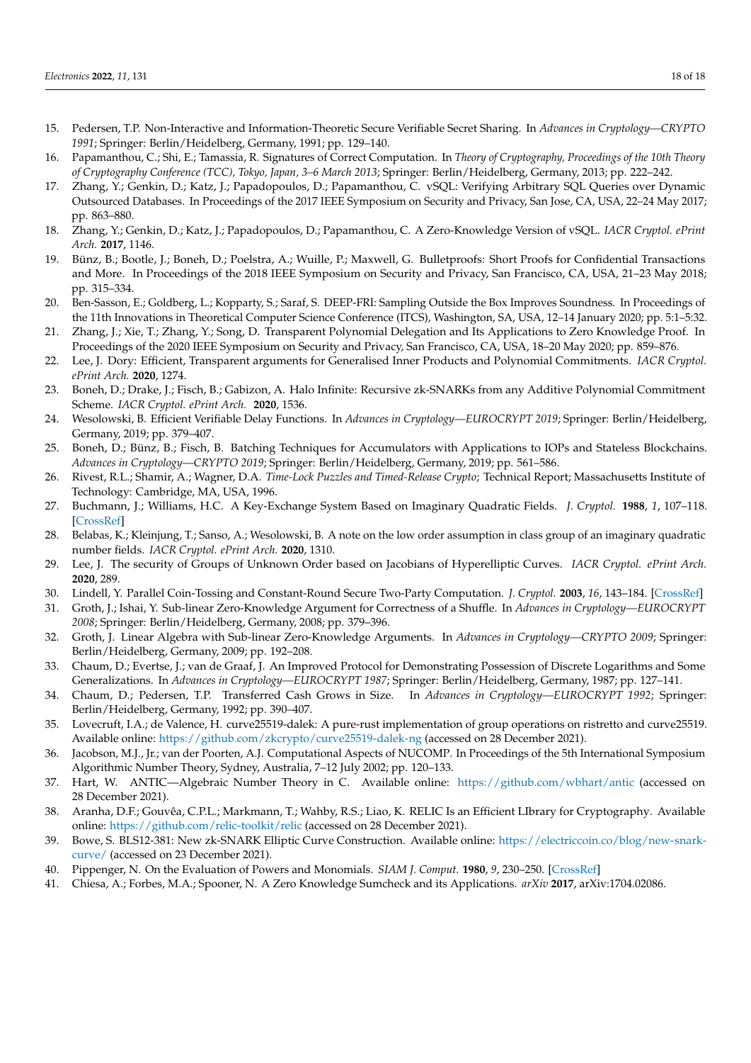15. Pedersen, T.P. Non-Interactive and Information-Theoretic Secure Verifiable Secret Sharing. In *Advances in Cryptology—CRYPTO 1991*; Springer: Berlin/Heidelberg, Germany, 1991; pp. 129–140.
16. Papamanthou, C.; Shi, E.; Tamassia, R. Signatures of Correct Computation. In *Theory of Cryptography, Proceedings of the 10th Theory of Cryptography Conference (TCC), Tokyo, Japan, 3–6 March 2013*; Springer: Berlin/Heidelberg, Germany, 2013; pp. 222–242.
17. Zhang, Y.; Genkin, D.; Katz, J.; Papadopoulos, D.; Papamanthou, C. vSQL: Verifying Arbitrary SQL Queries over Dynamic Outsourced Databases. In Proceedings of the 2017 IEEE Symposium on Security and Privacy, San Jose, CA, USA, 22–24 May 2017; pp. 863–880.
18. Zhang, Y.; Genkin, D.; Katz, J.; Papadopoulos, D.; Papamanthou, C. A Zero-Knowledge Version of vSQL. *IACR Cryptol. ePrint Arch.* **2017**, 1146.
19. Bünz, B.; Bootle, J.; Boneh, D.; Poelstra, A.; Wuille, P.; Maxwell, G. Bulletproofs: Short Proofs for Confidential Transactions and More. In Proceedings of the 2018 IEEE Symposium on Security and Privacy, San Francisco, CA, USA, 21–23 May 2018; pp. 315–334.
20. Ben-Sasson, E.; Goldberg, L.; Kopparty, S.; Saraf, S. DEEP-FRI: Sampling Outside the Box Improves Soundness. In Proceedings of the 11th Innovations in Theoretical Computer Science Conference (ITCS), Washington, SA, USA, 12–14 January 2020; pp. 5:1–5:32.
21. Zhang, J.; Xie, T.; Zhang, Y.; Song, D. Transparent Polynomial Delegation and Its Applications to Zero Knowledge Proof. In Proceedings of the 2020 IEEE Symposium on Security and Privacy, San Francisco, CA, USA, 18–20 May 2020; pp. 859–876.
22. Lee, J. Dory: Efficient, Transparent arguments for Generalised Inner Products and Polynomial Commitments. *IACR Cryptol. ePrint Arch.* **2020**, 1274.
23. Boneh, D.; Drake, J.; Fisch, B.; Gabizon, A. Halo Infinite: Recursive zk-SNARKs from any Additive Polynomial Commitment Scheme. *IACR Cryptol. ePrint Arch.* **2020**, 1536.
24. Wesolowski, B. Efficient Verifiable Delay Functions. In *Advances in Cryptology—EUROCRYPT 2019*; Springer: Berlin/Heidelberg, Germany, 2019; pp. 379–407.
25. Boneh, D.; Bünz, B.; Fisch, B. Batching Techniques for Accumulators with Applications to IOPs and Stateless Blockchains. *Advances in Cryptology—CRYPTO 2019*; Springer: Berlin/Heidelberg, Germany, 2019; pp. 561–586.
26. Rivest, R.L.; Shamir, A.; Wagner, D.A. *Time-Lock Puzzles and Timed-Release Crypto*; Technical Report; Massachusetts Institute of Technology: Cambridge, MA, USA, 1996.
27. Buchmann, J.; Williams, H.C. A Key-Exchange System Based on Imaginary Quadratic Fields. *J. Cryptol.* **1988**, *1*, 107–118. [CrossRef]
28. Belabas, K.; Kleinjung, T.; Sanso, A.; Wesolowski, B. A note on the low order assumption in class group of an imaginary quadratic number fields. *IACR Cryptol. ePrint Arch.* **2020**, 1310.
29. Lee, J. The security of Groups of Unknown Order based on Jacobians of Hyperelliptic Curves. *IACR Cryptol. ePrint Arch.* **2020**, 289.
30. Lindell, Y. Parallel Coin-Tossing and Constant-Round Secure Two-Party Computation. *J. Cryptol.* **2003**, *16*, 143–184. [CrossRef]
31. Groth, J.; Ishai, Y. Sub-linear Zero-Knowledge Argument for Correctness of a Shuffle. In *Advances in Cryptology—EUROCRYPT 2008*; Springer: Berlin/Heidelberg, Germany, 2008; pp. 379–396.
32. Groth, J. Linear Algebra with Sub-linear Zero-Knowledge Arguments. In *Advances in Cryptology—CRYPTO 2009*; Springer: Berlin/Heidelberg, Germany, 2009; pp. 192–208.
33. Chaum, D.; Evertse, J.; van de Graaf, J. An Improved Protocol for Demonstrating Possession of Discrete Logarithms and Some Generalizations. In *Advances in Cryptology—EUROCRYPT 1987*; Springer: Berlin/Heidelberg, Germany, 1987; pp. 127–141.
34. Chaum, D.; Pedersen, T.P. Transferred Cash Grows in Size. In *Advances in Cryptology—EUROCRYPT 1992*; Springer: Berlin/Heidelberg, Germany, 1992; pp. 390–407.
35. Lovecruft, I.A.; de Valence, H. curve25519-dalek: A pure-rust implementation of group operations on ristretto and curve25519. Available online: https://github.com/zkcrypto/curve25519-dalek-ng (accessed on 28 December 2021).
36. Jacobson, M.J., Jr.; van der Poorten, A.J. Computational Aspects of NUCOMP. In Proceedings of the 5th International Symposium Algorithmic Number Theory, Sydney, Australia, 7–12 July 2002; pp. 120–133.
37. Hart, W. ANTIC—Algebraic Number Theory in C. Available online: https://github.com/wbhart/antic (accessed on 28 December 2021).
38. Aranha, D.F.; Gouvêa, C.P.L.; Markmann, T.; Wahby, R.S.; Liao, K. RELIC Is an Efficient LIbrary for Cryptography. Available online: https://github.com/relic-toolkit/relic (accessed on 28 December 2021).
39. Bowe, S. BLS12-381: New zk-SNARK Elliptic Curve Construction. Available online: https://electriccoin.co/blog/new-snark-curve/ (accessed on 23 December 2021).
40. Pippenger, N. On the Evaluation of Powers and Monomials. *SIAM J. Comput.* **1980**, *9*, 230–250. [CrossRef]
41. Chiesa, A.; Forbes, M.A.; Spooner, N. A Zero Knowledge Sumcheck and its Applications. *arXiv* **2017**, arXiv:1704.02086.